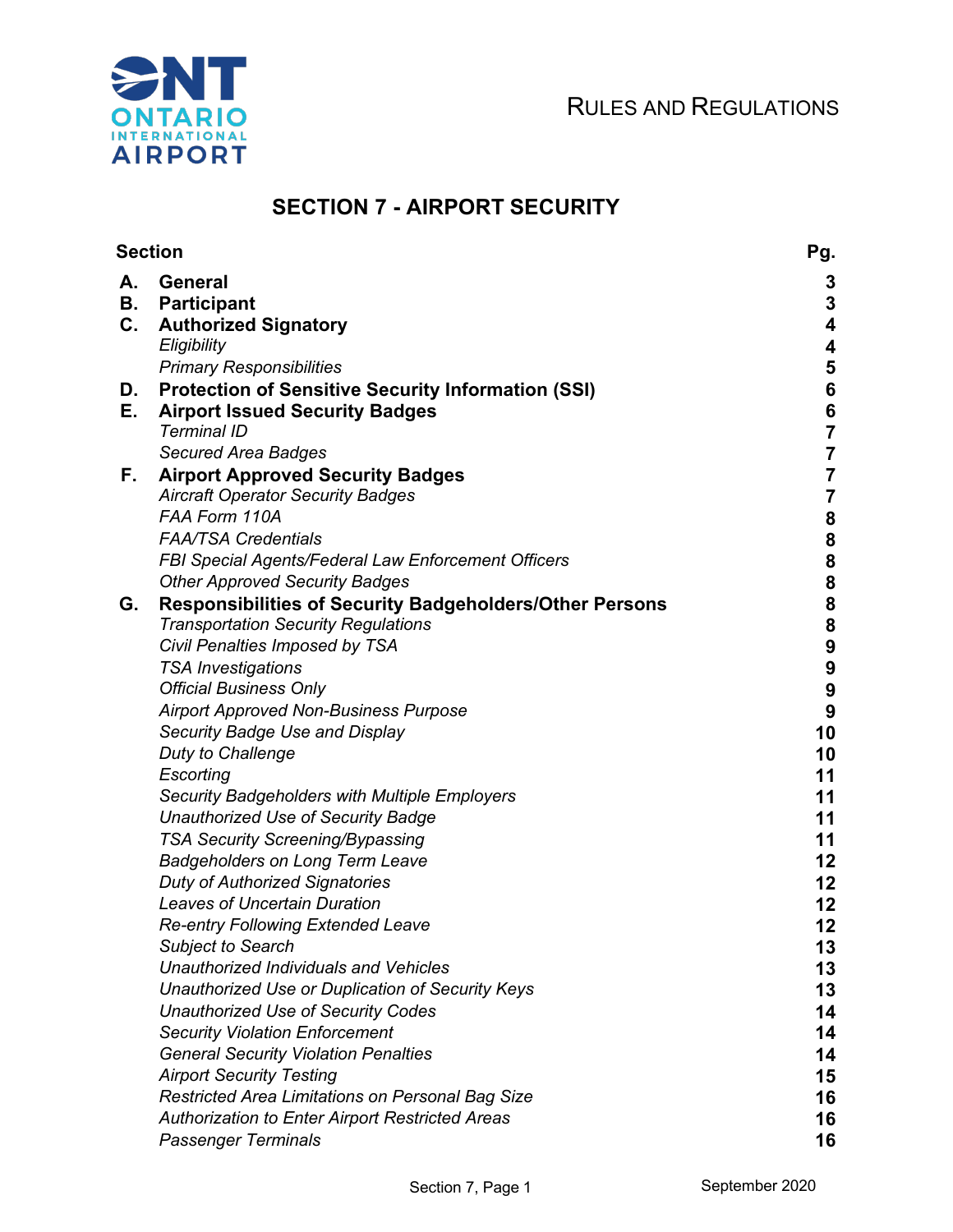RULES AND REGULATIONS

# SECTION 7 - AIRPORT SECURITY

| Section | | Pg. |
|---|---|---|
| **A.** | **General** | **3** |
| **B.** | **Participant** | **3** |
| **C.** | **Authorized Signatory** | **4** |
| | *Eligibility* | **4** |
| | *Primary Responsibilities* | **5** |
| **D.** | **Protection of Sensitive Security Information (SSI)** | **6** |
| **E.** | **Airport Issued Security Badges** | **6** |
| | *Terminal ID* | **7** |
| | *Secured Area Badges* | **7** |
| **F.** | **Airport Approved Security Badges** | **7** |
| | *Aircraft Operator Security Badges* | **7** |
| | *FAA Form 110A* | **8** |
| | *FAA/TSA Credentials* | **8** |
| | *FBI Special Agents/Federal Law Enforcement Officers* | **8** |
| | *Other Approved Security Badges* | **8** |
| **G.** | **Responsibilities of Security Badgeholders/Other Persons** | **8** |
| | *Transportation Security Regulations* | **8** |
| | *Civil Penalties Imposed by TSA* | **9** |
| | *TSA Investigations* | **9** |
| | *Official Business Only* | **9** |
| | *Airport Approved Non-Business Purpose* | **9** |
| | *Security Badge Use and Display* | **10** |
| | *Duty to Challenge* | **10** |
| | *Escorting* | **11** |
| | *Security Badgeholders with Multiple Employers* | **11** |
| | *Unauthorized Use of Security Badge* | **11** |
| | *TSA Security Screening/Bypassing* | **11** |
| | *Badgeholders on Long Term Leave* | **12** |
| | *Duty of Authorized Signatories* | **12** |
| | *Leaves of Uncertain Duration* | **12** |
| | *Re-entry Following Extended Leave* | **12** |
| | *Subject to Search* | **13** |
| | *Unauthorized Individuals and Vehicles* | **13** |
| | *Unauthorized Use or Duplication of Security Keys* | **13** |
| | *Unauthorized Use of Security Codes* | **14** |
| | *Security Violation Enforcement* | **14** |
| | *General Security Violation Penalties* | **14** |
| | *Airport Security Testing* | **15** |
| | *Restricted Area Limitations on Personal Bag Size* | **16** |
| | *Authorization to Enter Airport Restricted Areas* | **16** |
| | *Passenger Terminals* | **16** |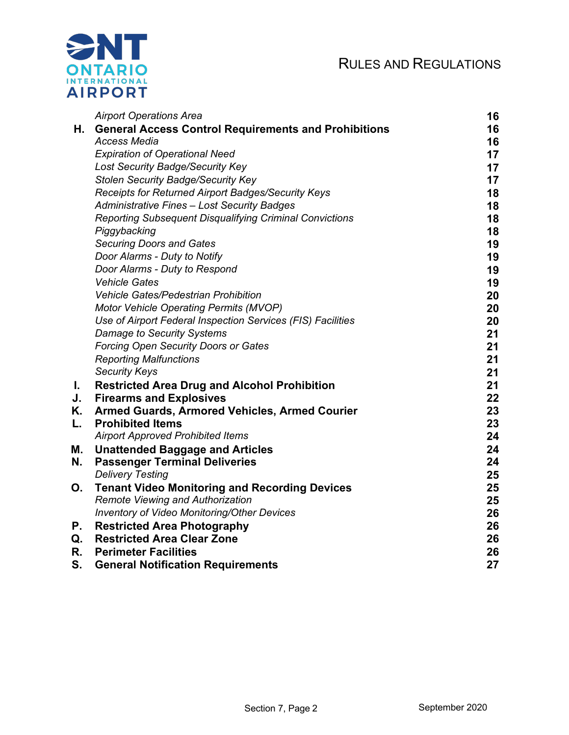| | | |
|---|---|---|
| | *Airport Operations Area* | **16** |
| **H.** | **General Access Control Requirements and Prohibitions** | **16** |
| | *Access Media* | **16** |
| | *Expiration of Operational Need* | **17** |
| | *Lost Security Badge/Security Key* | **17** |
| | *Stolen Security Badge/Security Key* | **17** |
| | *Receipts for Returned Airport Badges/Security Keys* | **18** |
| | *Administrative Fines – Lost Security Badges* | **18** |
| | *Reporting Subsequent Disqualifying Criminal Convictions* | **18** |
| | *Piggybacking* | **18** |
| | *Securing Doors and Gates* | **19** |
| | *Door Alarms - Duty to Notify* | **19** |
| | *Door Alarms - Duty to Respond* | **19** |
| | *Vehicle Gates* | **19** |
| | *Vehicle Gates/Pedestrian Prohibition* | **20** |
| | *Motor Vehicle Operating Permits (MVOP)* | **20** |
| | *Use of Airport Federal Inspection Services (FIS) Facilities* | **20** |
| | *Damage to Security Systems* | **21** |
| | *Forcing Open Security Doors or Gates* | **21** |
| | *Reporting Malfunctions* | **21** |
| | *Security Keys* | **21** |
| **I.** | **Restricted Area Drug and Alcohol Prohibition** | **21** |
| **J.** | **Firearms and Explosives** | **22** |
| **K.** | **Armed Guards, Armored Vehicles, Armed Courier** | **23** |
| **L.** | **Prohibited Items** | **23** |
| | *Airport Approved Prohibited Items* | **24** |
| **M.** | **Unattended Baggage and Articles** | **24** |
| **N.** | **Passenger Terminal Deliveries** | **24** |
| | *Delivery Testing* | **25** |
| **O.** | **Tenant Video Monitoring and Recording Devices** | **25** |
| | *Remote Viewing and Authorization* | **25** |
| | *Inventory of Video Monitoring/Other Devices* | **26** |
| **P.** | **Restricted Area Photography** | **26** |
| **Q.** | **Restricted Area Clear Zone** | **26** |
| **R.** | **Perimeter Facilities** | **26** |
| **S.** | **General Notification Requirements** | **27** |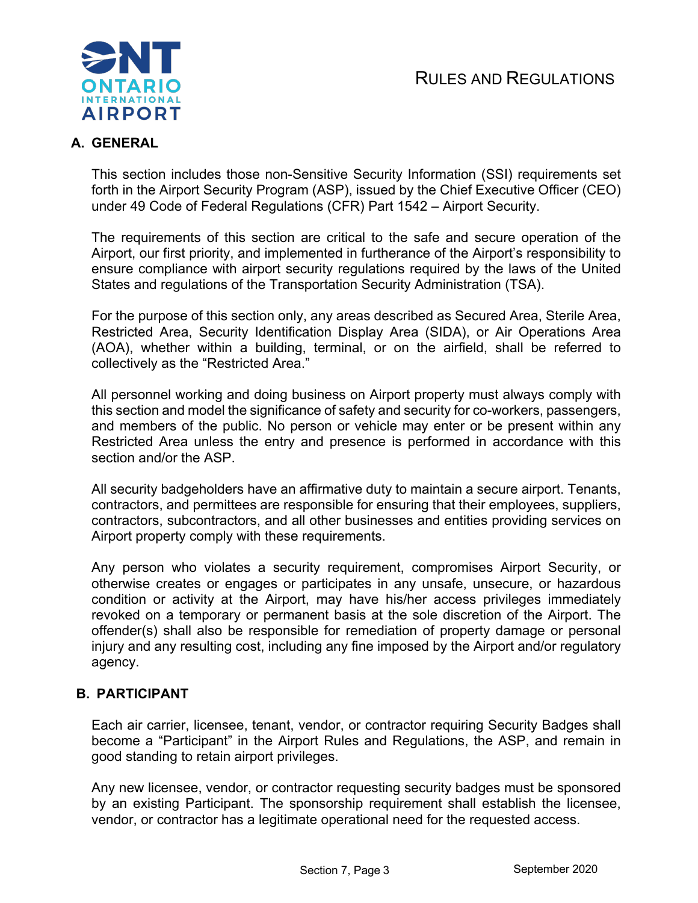## A. GENERAL

This section includes those non-Sensitive Security Information (SSI) requirements set forth in the Airport Security Program (ASP), issued by the Chief Executive Officer (CEO) under 49 Code of Federal Regulations (CFR) Part 1542 – Airport Security.

The requirements of this section are critical to the safe and secure operation of the Airport, our first priority, and implemented in furtherance of the Airport's responsibility to ensure compliance with airport security regulations required by the laws of the United States and regulations of the Transportation Security Administration (TSA).

For the purpose of this section only, any areas described as Secured Area, Sterile Area, Restricted Area, Security Identification Display Area (SIDA), or Air Operations Area (AOA), whether within a building, terminal, or on the airfield, shall be referred to collectively as the "Restricted Area."

All personnel working and doing business on Airport property must always comply with this section and model the significance of safety and security for co-workers, passengers, and members of the public. No person or vehicle may enter or be present within any Restricted Area unless the entry and presence is performed in accordance with this section and/or the ASP.

All security badgeholders have an affirmative duty to maintain a secure airport. Tenants, contractors, and permittees are responsible for ensuring that their employees, suppliers, contractors, subcontractors, and all other businesses and entities providing services on Airport property comply with these requirements.

Any person who violates a security requirement, compromises Airport Security, or otherwise creates or engages or participates in any unsafe, unsecure, or hazardous condition or activity at the Airport, may have his/her access privileges immediately revoked on a temporary or permanent basis at the sole discretion of the Airport. The offender(s) shall also be responsible for remediation of property damage or personal injury and any resulting cost, including any fine imposed by the Airport and/or regulatory agency.

## B. PARTICIPANT

Each air carrier, licensee, tenant, vendor, or contractor requiring Security Badges shall become a "Participant" in the Airport Rules and Regulations, the ASP, and remain in good standing to retain airport privileges.

Any new licensee, vendor, or contractor requesting security badges must be sponsored by an existing Participant. The sponsorship requirement shall establish the licensee, vendor, or contractor has a legitimate operational need for the requested access.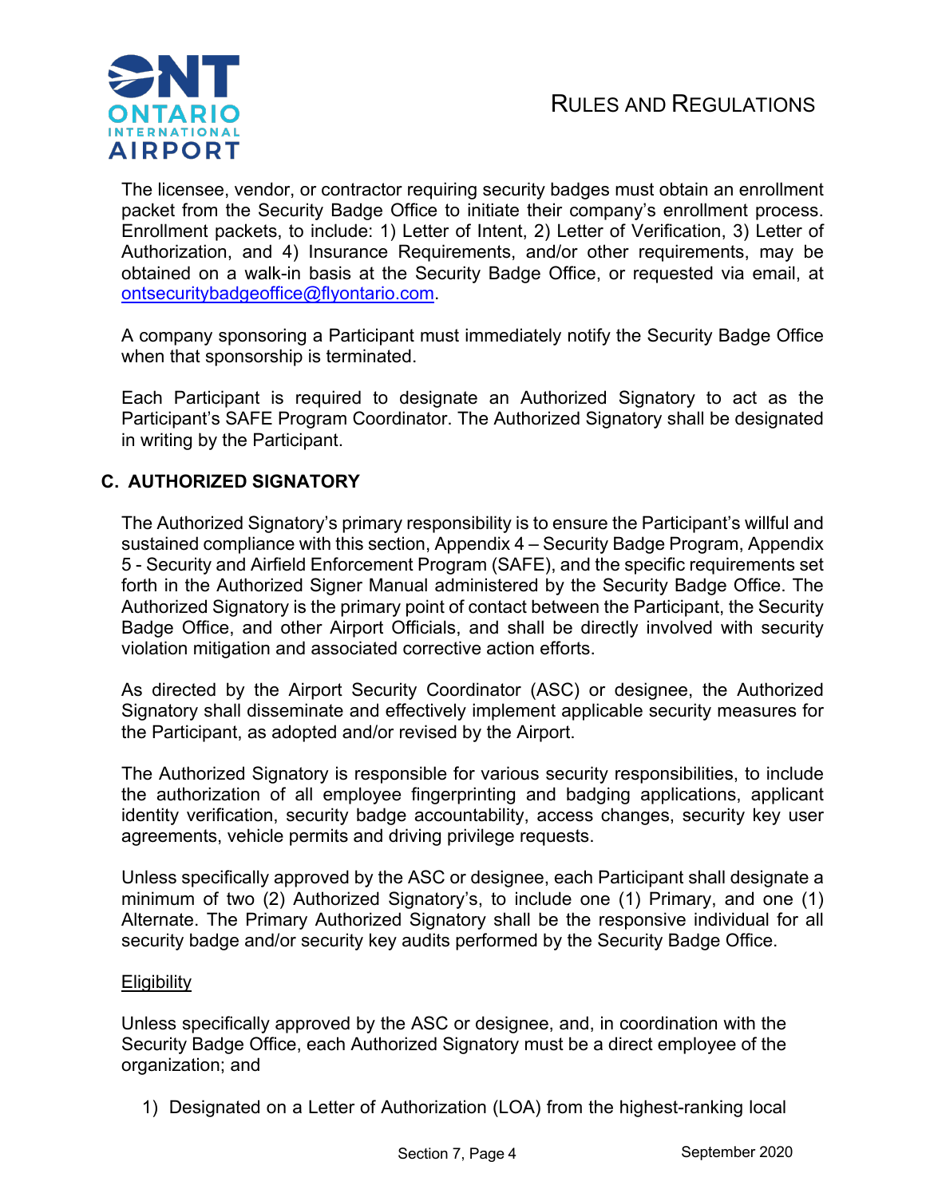The licensee, vendor, or contractor requiring security badges must obtain an enrollment packet from the Security Badge Office to initiate their company's enrollment process. Enrollment packets, to include: 1) Letter of Intent, 2) Letter of Verification, 3) Letter of Authorization, and 4) Insurance Requirements, and/or other requirements, may be obtained on a walk-in basis at the Security Badge Office, or requested via email, at ontsecuritybadgeoffice@flyontario.com.

A company sponsoring a Participant must immediately notify the Security Badge Office when that sponsorship is terminated.

Each Participant is required to designate an Authorized Signatory to act as the Participant's SAFE Program Coordinator. The Authorized Signatory shall be designated in writing by the Participant.

## C. AUTHORIZED SIGNATORY

The Authorized Signatory's primary responsibility is to ensure the Participant's willful and sustained compliance with this section, Appendix 4 – Security Badge Program, Appendix 5 - Security and Airfield Enforcement Program (SAFE), and the specific requirements set forth in the Authorized Signer Manual administered by the Security Badge Office. The Authorized Signatory is the primary point of contact between the Participant, the Security Badge Office, and other Airport Officials, and shall be directly involved with security violation mitigation and associated corrective action efforts.

As directed by the Airport Security Coordinator (ASC) or designee, the Authorized Signatory shall disseminate and effectively implement applicable security measures for the Participant, as adopted and/or revised by the Airport.

The Authorized Signatory is responsible for various security responsibilities, to include the authorization of all employee fingerprinting and badging applications, applicant identity verification, security badge accountability, access changes, security key user agreements, vehicle permits and driving privilege requests.

Unless specifically approved by the ASC or designee, each Participant shall designate a minimum of two (2) Authorized Signatory's, to include one (1) Primary, and one (1) Alternate. The Primary Authorized Signatory shall be the responsive individual for all security badge and/or security key audits performed by the Security Badge Office.

<u>Eligibility</u>

Unless specifically approved by the ASC or designee, and, in coordination with the Security Badge Office, each Authorized Signatory must be a direct employee of the organization; and

1) Designated on a Letter of Authorization (LOA) from the highest-ranking local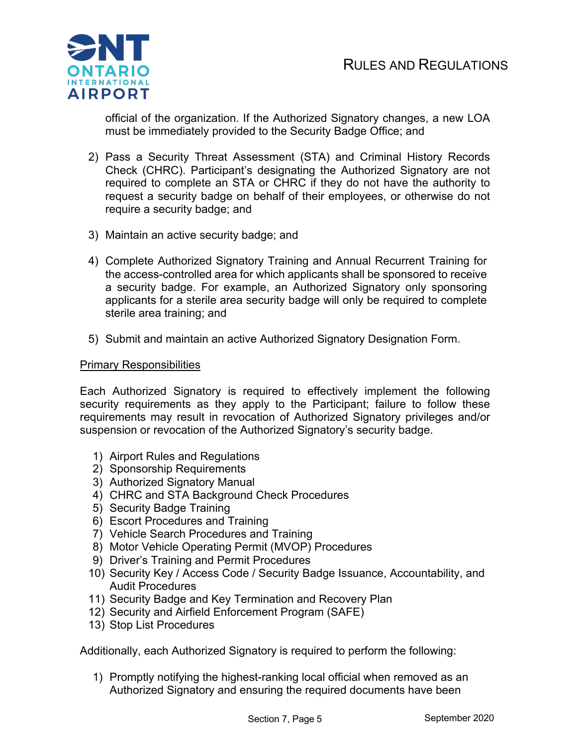official of the organization. If the Authorized Signatory changes, a new LOA must be immediately provided to the Security Badge Office; and

2) Pass a Security Threat Assessment (STA) and Criminal History Records Check (CHRC). Participant's designating the Authorized Signatory are not required to complete an STA or CHRC if they do not have the authority to request a security badge on behalf of their employees, or otherwise do not require a security badge; and

3) Maintain an active security badge; and

4) Complete Authorized Signatory Training and Annual Recurrent Training for the access-controlled area for which applicants shall be sponsored to receive a security badge. For example, an Authorized Signatory only sponsoring applicants for a sterile area security badge will only be required to complete sterile area training; and

5) Submit and maintain an active Authorized Signatory Designation Form.

Primary Responsibilities

Each Authorized Signatory is required to effectively implement the following security requirements as they apply to the Participant; failure to follow these requirements may result in revocation of Authorized Signatory privileges and/or suspension or revocation of the Authorized Signatory's security badge.

1) Airport Rules and Regulations
2) Sponsorship Requirements
3) Authorized Signatory Manual
4) CHRC and STA Background Check Procedures
5) Security Badge Training
6) Escort Procedures and Training
7) Vehicle Search Procedures and Training
8) Motor Vehicle Operating Permit (MVOP) Procedures
9) Driver's Training and Permit Procedures
10) Security Key / Access Code / Security Badge Issuance, Accountability, and Audit Procedures
11) Security Badge and Key Termination and Recovery Plan
12) Security and Airfield Enforcement Program (SAFE)
13) Stop List Procedures

Additionally, each Authorized Signatory is required to perform the following:

1) Promptly notifying the highest-ranking local official when removed as an Authorized Signatory and ensuring the required documents have been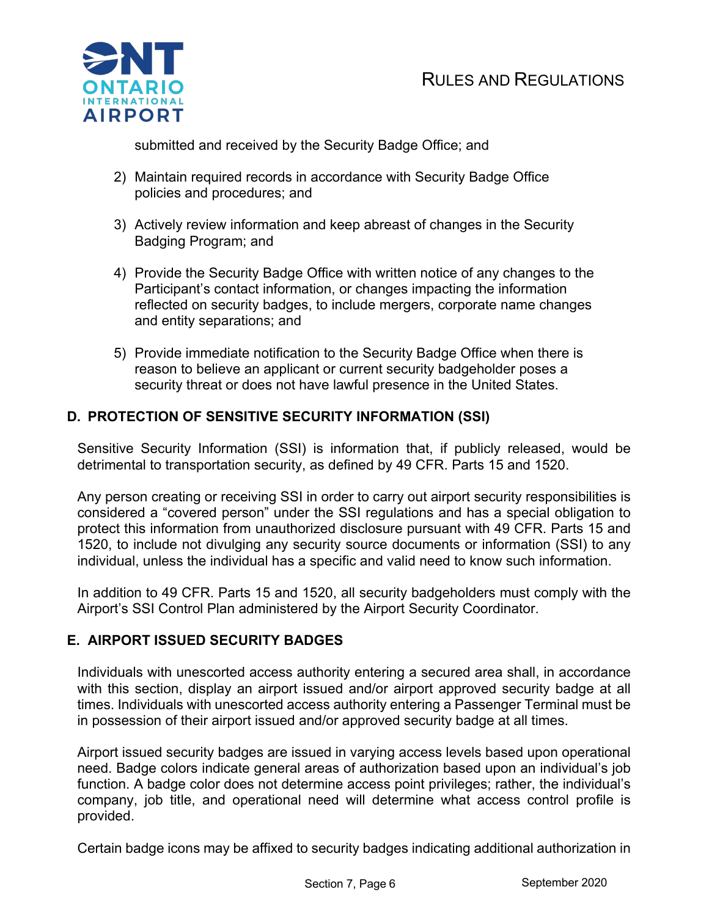submitted and received by the Security Badge Office; and

2) Maintain required records in accordance with Security Badge Office policies and procedures; and

3) Actively review information and keep abreast of changes in the Security Badging Program; and

4) Provide the Security Badge Office with written notice of any changes to the Participant's contact information, or changes impacting the information reflected on security badges, to include mergers, corporate name changes and entity separations; and

5) Provide immediate notification to the Security Badge Office when there is reason to believe an applicant or current security badgeholder poses a security threat or does not have lawful presence in the United States.

## D. PROTECTION OF SENSITIVE SECURITY INFORMATION (SSI)

Sensitive Security Information (SSI) is information that, if publicly released, would be detrimental to transportation security, as defined by 49 CFR. Parts 15 and 1520.

Any person creating or receiving SSI in order to carry out airport security responsibilities is considered a "covered person" under the SSI regulations and has a special obligation to protect this information from unauthorized disclosure pursuant with 49 CFR. Parts 15 and 1520, to include not divulging any security source documents or information (SSI) to any individual, unless the individual has a specific and valid need to know such information.

In addition to 49 CFR. Parts 15 and 1520, all security badgeholders must comply with the Airport's SSI Control Plan administered by the Airport Security Coordinator.

## E. AIRPORT ISSUED SECURITY BADGES

Individuals with unescorted access authority entering a secured area shall, in accordance with this section, display an airport issued and/or airport approved security badge at all times. Individuals with unescorted access authority entering a Passenger Terminal must be in possession of their airport issued and/or approved security badge at all times.

Airport issued security badges are issued in varying access levels based upon operational need. Badge colors indicate general areas of authorization based upon an individual's job function. A badge color does not determine access point privileges; rather, the individual's company, job title, and operational need will determine what access control profile is provided.

Certain badge icons may be affixed to security badges indicating additional authorization in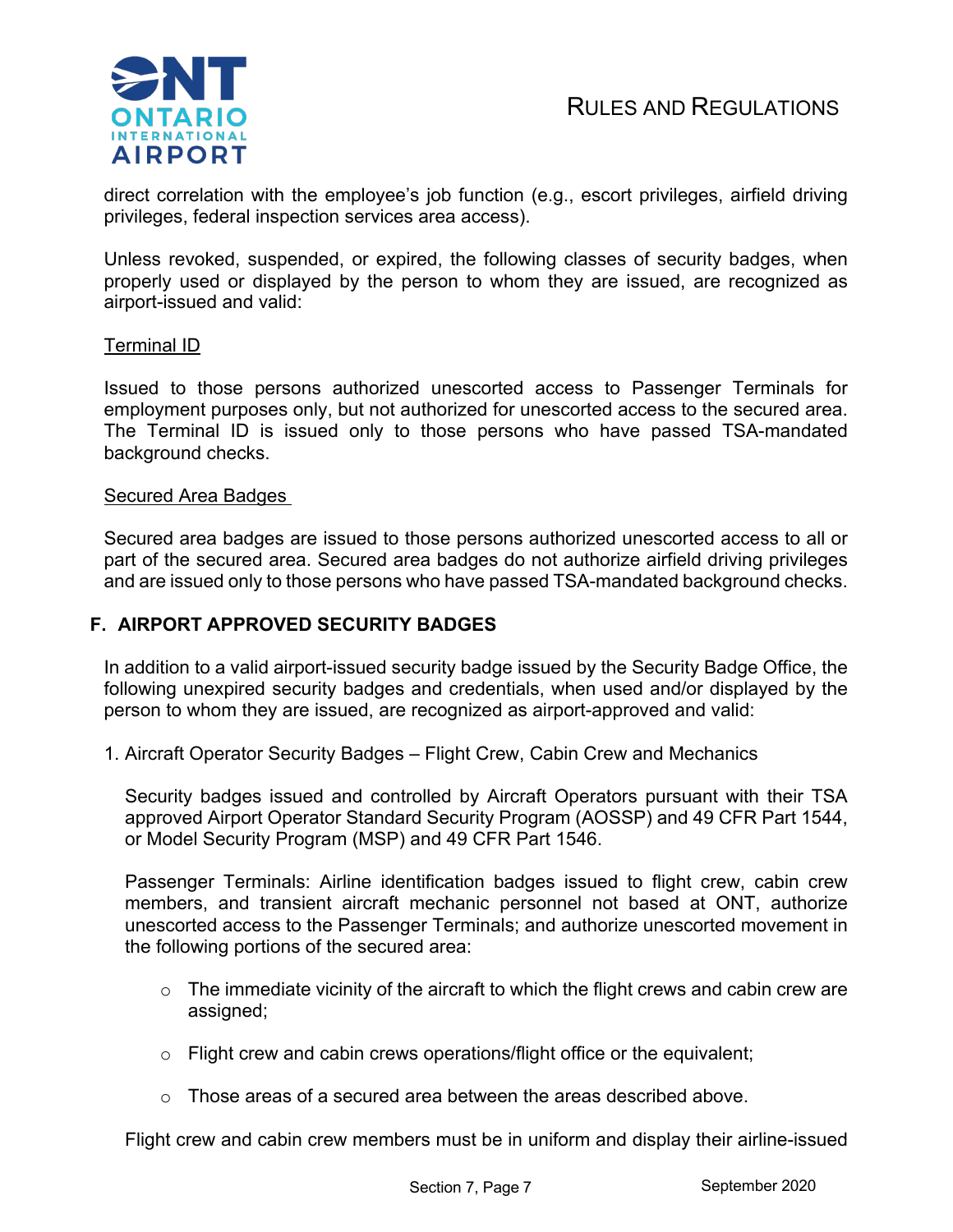direct correlation with the employee's job function (e.g., escort privileges, airfield driving privileges, federal inspection services area access).

Unless revoked, suspended, or expired, the following classes of security badges, when properly used or displayed by the person to whom they are issued, are recognized as airport-issued and valid:

Terminal ID

Issued to those persons authorized unescorted access to Passenger Terminals for employment purposes only, but not authorized for unescorted access to the secured area. The Terminal ID is issued only to those persons who have passed TSA-mandated background checks.

Secured Area Badges

Secured area badges are issued to those persons authorized unescorted access to all or part of the secured area. Secured area badges do not authorize airfield driving privileges and are issued only to those persons who have passed TSA-mandated background checks.

## F. AIRPORT APPROVED SECURITY BADGES

In addition to a valid airport-issued security badge issued by the Security Badge Office, the following unexpired security badges and credentials, when used and/or displayed by the person to whom they are issued, are recognized as airport-approved and valid:

1. Aircraft Operator Security Badges – Flight Crew, Cabin Crew and Mechanics

   Security badges issued and controlled by Aircraft Operators pursuant with their TSA approved Airport Operator Standard Security Program (AOSSP) and 49 CFR Part 1544, or Model Security Program (MSP) and 49 CFR Part 1546.

   Passenger Terminals: Airline identification badges issued to flight crew, cabin crew members, and transient aircraft mechanic personnel not based at ONT, authorize unescorted access to the Passenger Terminals; and authorize unescorted movement in the following portions of the secured area:

   - The immediate vicinity of the aircraft to which the flight crews and cabin crew are assigned;
   - Flight crew and cabin crews operations/flight office or the equivalent;
   - Those areas of a secured area between the areas described above.

   Flight crew and cabin crew members must be in uniform and display their airline-issued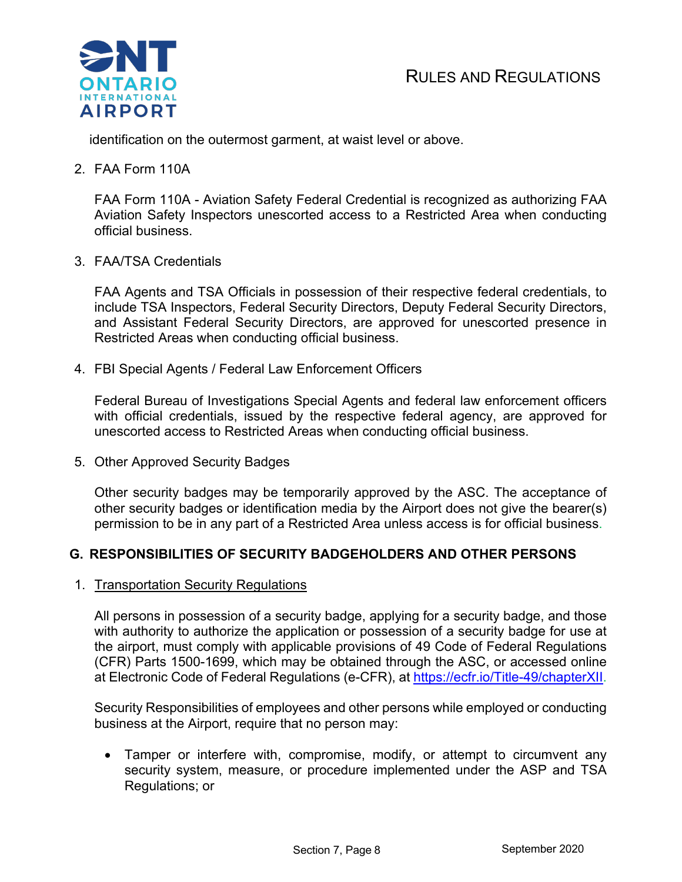identification on the outermost garment, at waist level or above.

2. FAA Form 110A

   FAA Form 110A - Aviation Safety Federal Credential is recognized as authorizing FAA Aviation Safety Inspectors unescorted access to a Restricted Area when conducting official business.

3. FAA/TSA Credentials

   FAA Agents and TSA Officials in possession of their respective federal credentials, to include TSA Inspectors, Federal Security Directors, Deputy Federal Security Directors, and Assistant Federal Security Directors, are approved for unescorted presence in Restricted Areas when conducting official business.

4. FBI Special Agents / Federal Law Enforcement Officers

   Federal Bureau of Investigations Special Agents and federal law enforcement officers with official credentials, issued by the respective federal agency, are approved for unescorted access to Restricted Areas when conducting official business.

5. Other Approved Security Badges

   Other security badges may be temporarily approved by the ASC. The acceptance of other security badges or identification media by the Airport does not give the bearer(s) permission to be in any part of a Restricted Area unless access is for official business.

## G. RESPONSIBILITIES OF SECURITY BADGEHOLDERS AND OTHER PERSONS

1. Transportation Security Regulations

   All persons in possession of a security badge, applying for a security badge, and those with authority to authorize the application or possession of a security badge for use at the airport, must comply with applicable provisions of 49 Code of Federal Regulations (CFR) Parts 1500-1699, which may be obtained through the ASC, or accessed online at Electronic Code of Federal Regulations (e-CFR), at https://ecfr.io/Title-49/chapterXII.

   Security Responsibilities of employees and other persons while employed or conducting business at the Airport, require that no person may:

   - Tamper or interfere with, compromise, modify, or attempt to circumvent any security system, measure, or procedure implemented under the ASP and TSA Regulations; or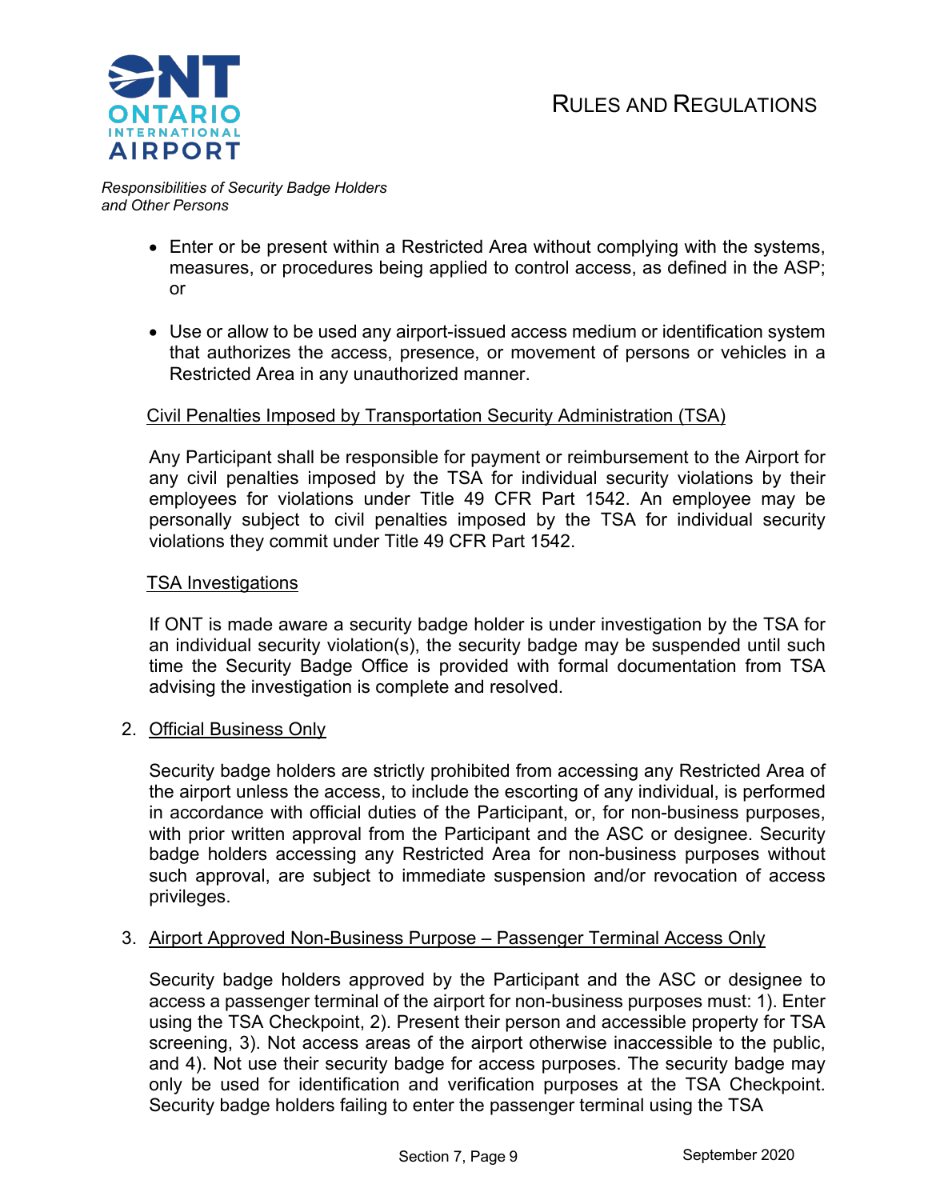- Enter or be present within a Restricted Area without complying with the systems, measures, or procedures being applied to control access, as defined in the ASP; or

- Use or allow to be used any airport-issued access medium or identification system that authorizes the access, presence, or movement of persons or vehicles in a Restricted Area in any unauthorized manner.

Civil Penalties Imposed by Transportation Security Administration (TSA)

Any Participant shall be responsible for payment or reimbursement to the Airport for any civil penalties imposed by the TSA for individual security violations by their employees for violations under Title 49 CFR Part 1542. An employee may be personally subject to civil penalties imposed by the TSA for individual security violations they commit under Title 49 CFR Part 1542.

TSA Investigations

If ONT is made aware a security badge holder is under investigation by the TSA for an individual security violation(s), the security badge may be suspended until such time the Security Badge Office is provided with formal documentation from TSA advising the investigation is complete and resolved.

2. Official Business Only

   Security badge holders are strictly prohibited from accessing any Restricted Area of the airport unless the access, to include the escorting of any individual, is performed in accordance with official duties of the Participant, or, for non-business purposes, with prior written approval from the Participant and the ASC or designee. Security badge holders accessing any Restricted Area for non-business purposes without such approval, are subject to immediate suspension and/or revocation of access privileges.

3. Airport Approved Non-Business Purpose – Passenger Terminal Access Only

   Security badge holders approved by the Participant and the ASC or designee to access a passenger terminal of the airport for non-business purposes must: 1). Enter using the TSA Checkpoint, 2). Present their person and accessible property for TSA screening, 3). Not access areas of the airport otherwise inaccessible to the public, and 4). Not use their security badge for access purposes. The security badge may only be used for identification and verification purposes at the TSA Checkpoint. Security badge holders failing to enter the passenger terminal using the TSA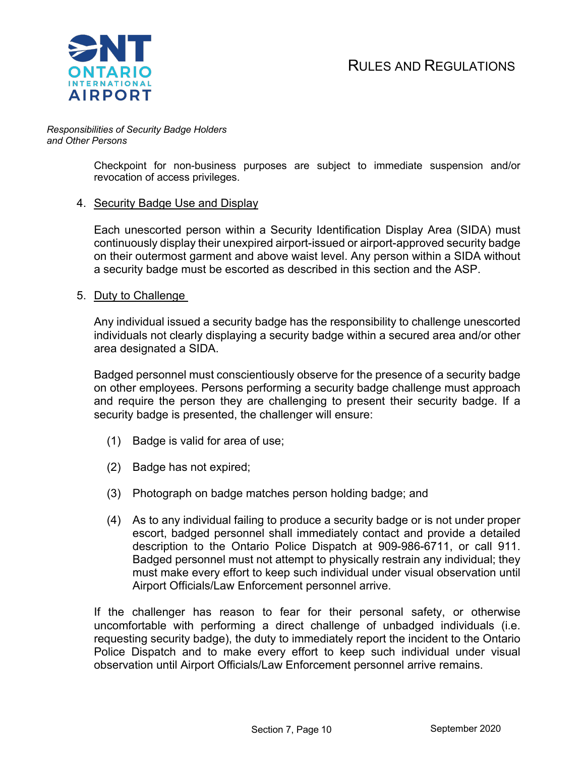Checkpoint for non-business purposes are subject to immediate suspension and/or revocation of access privileges.

4. Security Badge Use and Display

Each unescorted person within a Security Identification Display Area (SIDA) must continuously display their unexpired airport-issued or airport-approved security badge on their outermost garment and above waist level. Any person within a SIDA without a security badge must be escorted as described in this section and the ASP.

5. Duty to Challenge

Any individual issued a security badge has the responsibility to challenge unescorted individuals not clearly displaying a security badge within a secured area and/or other area designated a SIDA.

Badged personnel must conscientiously observe for the presence of a security badge on other employees. Persons performing a security badge challenge must approach and require the person they are challenging to present their security badge. If a security badge is presented, the challenger will ensure:

(1) Badge is valid for area of use;

(2) Badge has not expired;

(3) Photograph on badge matches person holding badge; and

(4) As to any individual failing to produce a security badge or is not under proper escort, badged personnel shall immediately contact and provide a detailed description to the Ontario Police Dispatch at 909-986-6711, or call 911. Badged personnel must not attempt to physically restrain any individual; they must make every effort to keep such individual under visual observation until Airport Officials/Law Enforcement personnel arrive.

If the challenger has reason to fear for their personal safety, or otherwise uncomfortable with performing a direct challenge of unbadged individuals (i.e. requesting security badge), the duty to immediately report the incident to the Ontario Police Dispatch and to make every effort to keep such individual under visual observation until Airport Officials/Law Enforcement personnel arrive remains.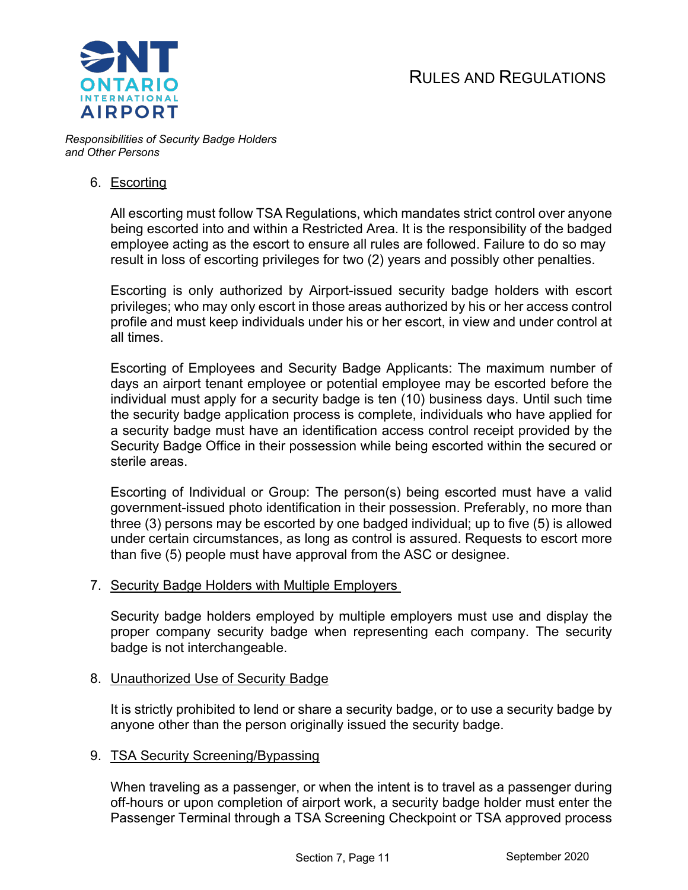*Responsibilities of Security Badge Holders and Other Persons*

6. Escorting

   All escorting must follow TSA Regulations, which mandates strict control over anyone being escorted into and within a Restricted Area. It is the responsibility of the badged employee acting as the escort to ensure all rules are followed. Failure to do so may result in loss of escorting privileges for two (2) years and possibly other penalties.

   Escorting is only authorized by Airport-issued security badge holders with escort privileges; who may only escort in those areas authorized by his or her access control profile and must keep individuals under his or her escort, in view and under control at all times.

   Escorting of Employees and Security Badge Applicants: The maximum number of days an airport tenant employee or potential employee may be escorted before the individual must apply for a security badge is ten (10) business days. Until such time the security badge application process is complete, individuals who have applied for a security badge must have an identification access control receipt provided by the Security Badge Office in their possession while being escorted within the secured or sterile areas.

   Escorting of Individual or Group: The person(s) being escorted must have a valid government-issued photo identification in their possession. Preferably, no more than three (3) persons may be escorted by one badged individual; up to five (5) is allowed under certain circumstances, as long as control is assured. Requests to escort more than five (5) people must have approval from the ASC or designee.

7. Security Badge Holders with Multiple Employers

   Security badge holders employed by multiple employers must use and display the proper company security badge when representing each company. The security badge is not interchangeable.

8. Unauthorized Use of Security Badge

   It is strictly prohibited to lend or share a security badge, or to use a security badge by anyone other than the person originally issued the security badge.

9. TSA Security Screening/Bypassing

   When traveling as a passenger, or when the intent is to travel as a passenger during off-hours or upon completion of airport work, a security badge holder must enter the Passenger Terminal through a TSA Screening Checkpoint or TSA approved process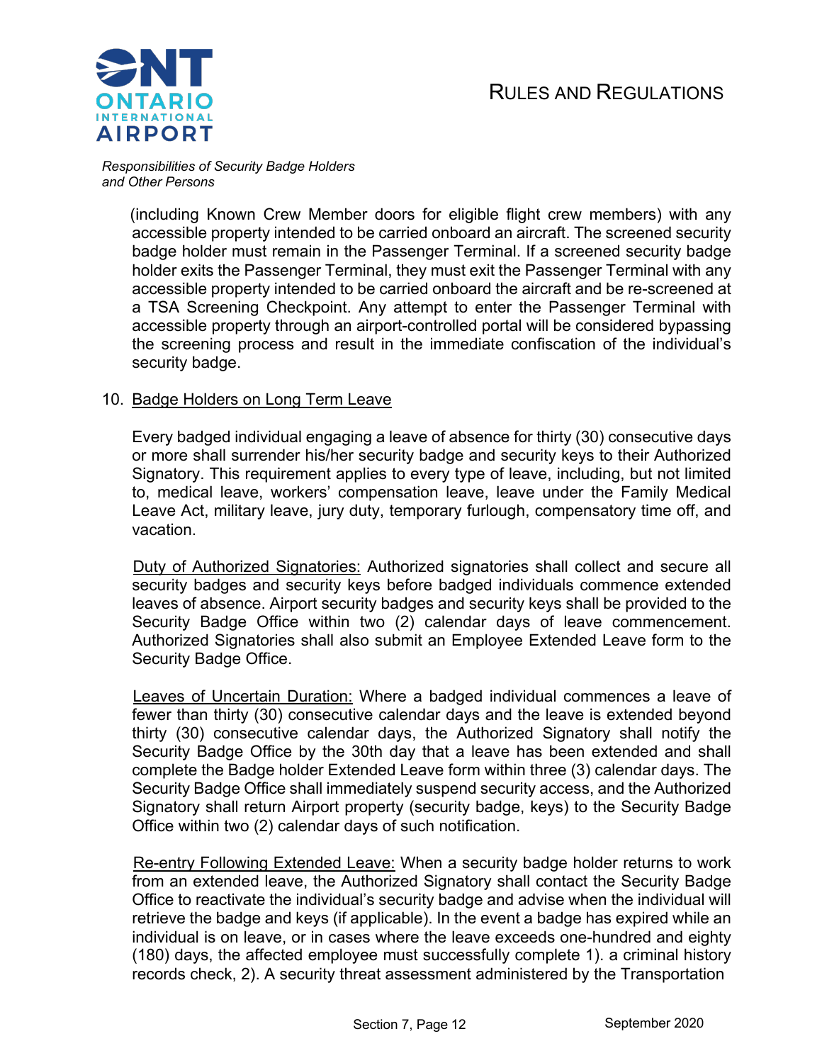(including Known Crew Member doors for eligible flight crew members) with any accessible property intended to be carried onboard an aircraft. The screened security badge holder must remain in the Passenger Terminal. If a screened security badge holder exits the Passenger Terminal, they must exit the Passenger Terminal with any accessible property intended to be carried onboard the aircraft and be re-screened at a TSA Screening Checkpoint. Any attempt to enter the Passenger Terminal with accessible property through an airport-controlled portal will be considered bypassing the screening process and result in the immediate confiscation of the individual's security badge.

10. Badge Holders on Long Term Leave

Every badged individual engaging a leave of absence for thirty (30) consecutive days or more shall surrender his/her security badge and security keys to their Authorized Signatory. This requirement applies to every type of leave, including, but not limited to, medical leave, workers' compensation leave, leave under the Family Medical Leave Act, military leave, jury duty, temporary furlough, compensatory time off, and vacation.

Duty of Authorized Signatories: Authorized signatories shall collect and secure all security badges and security keys before badged individuals commence extended leaves of absence. Airport security badges and security keys shall be provided to the Security Badge Office within two (2) calendar days of leave commencement. Authorized Signatories shall also submit an Employee Extended Leave form to the Security Badge Office.

Leaves of Uncertain Duration: Where a badged individual commences a leave of fewer than thirty (30) consecutive calendar days and the leave is extended beyond thirty (30) consecutive calendar days, the Authorized Signatory shall notify the Security Badge Office by the 30th day that a leave has been extended and shall complete the Badge holder Extended Leave form within three (3) calendar days. The Security Badge Office shall immediately suspend security access, and the Authorized Signatory shall return Airport property (security badge, keys) to the Security Badge Office within two (2) calendar days of such notification.

Re-entry Following Extended Leave: When a security badge holder returns to work from an extended leave, the Authorized Signatory shall contact the Security Badge Office to reactivate the individual's security badge and advise when the individual will retrieve the badge and keys (if applicable). In the event a badge has expired while an individual is on leave, or in cases where the leave exceeds one-hundred and eighty (180) days, the affected employee must successfully complete 1). a criminal history records check, 2). A security threat assessment administered by the Transportation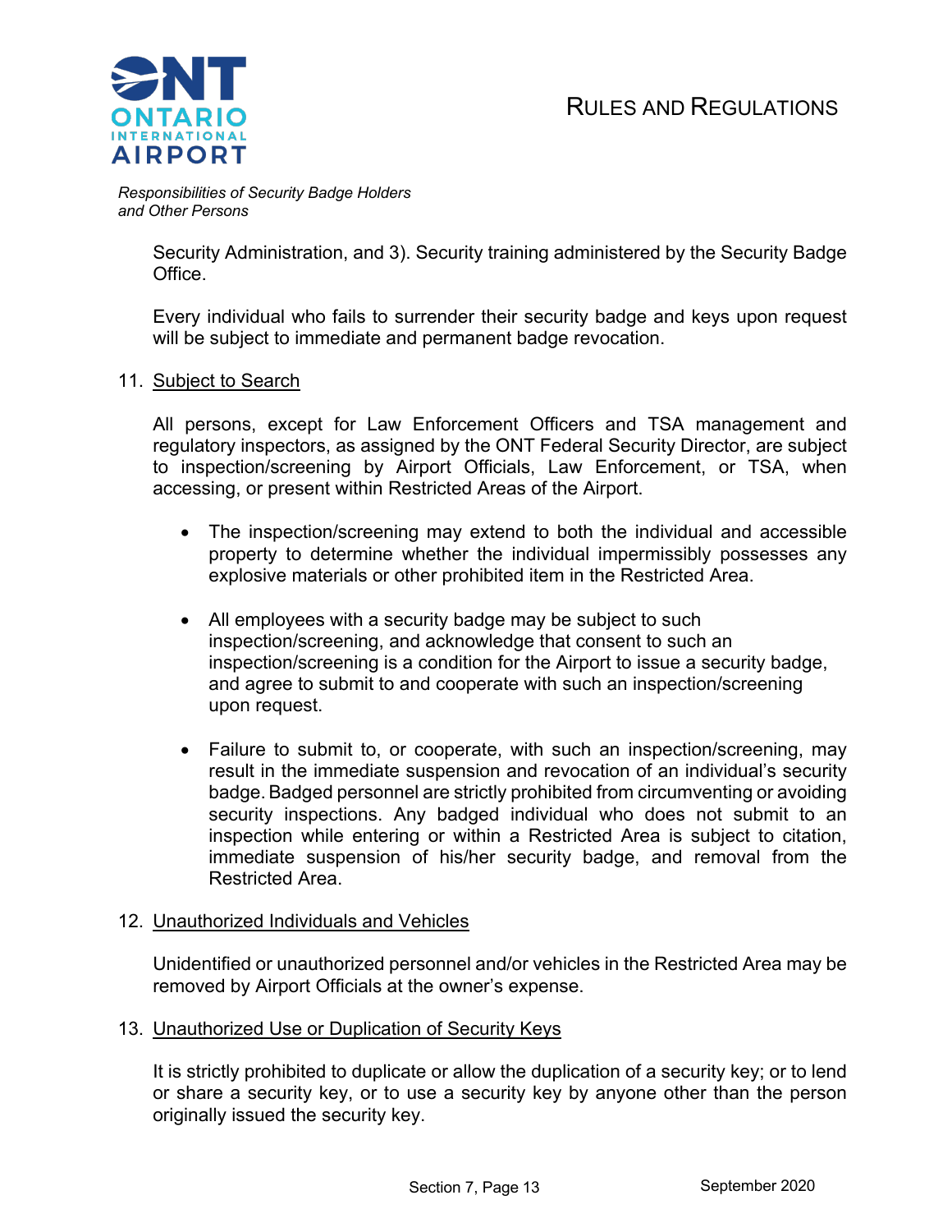Security Administration, and 3). Security training administered by the Security Badge Office.

Every individual who fails to surrender their security badge and keys upon request will be subject to immediate and permanent badge revocation.

11. Subject to Search

    All persons, except for Law Enforcement Officers and TSA management and regulatory inspectors, as assigned by the ONT Federal Security Director, are subject to inspection/screening by Airport Officials, Law Enforcement, or TSA, when accessing, or present within Restricted Areas of the Airport.

    - The inspection/screening may extend to both the individual and accessible property to determine whether the individual impermissibly possesses any explosive materials or other prohibited item in the Restricted Area.

    - All employees with a security badge may be subject to such inspection/screening, and acknowledge that consent to such an inspection/screening is a condition for the Airport to issue a security badge, and agree to submit to and cooperate with such an inspection/screening upon request.

    - Failure to submit to, or cooperate, with such an inspection/screening, may result in the immediate suspension and revocation of an individual's security badge. Badged personnel are strictly prohibited from circumventing or avoiding security inspections. Any badged individual who does not submit to an inspection while entering or within a Restricted Area is subject to citation, immediate suspension of his/her security badge, and removal from the Restricted Area.

12. Unauthorized Individuals and Vehicles

    Unidentified or unauthorized personnel and/or vehicles in the Restricted Area may be removed by Airport Officials at the owner's expense.

13. Unauthorized Use or Duplication of Security Keys

    It is strictly prohibited to duplicate or allow the duplication of a security key; or to lend or share a security key, or to use a security key by anyone other than the person originally issued the security key.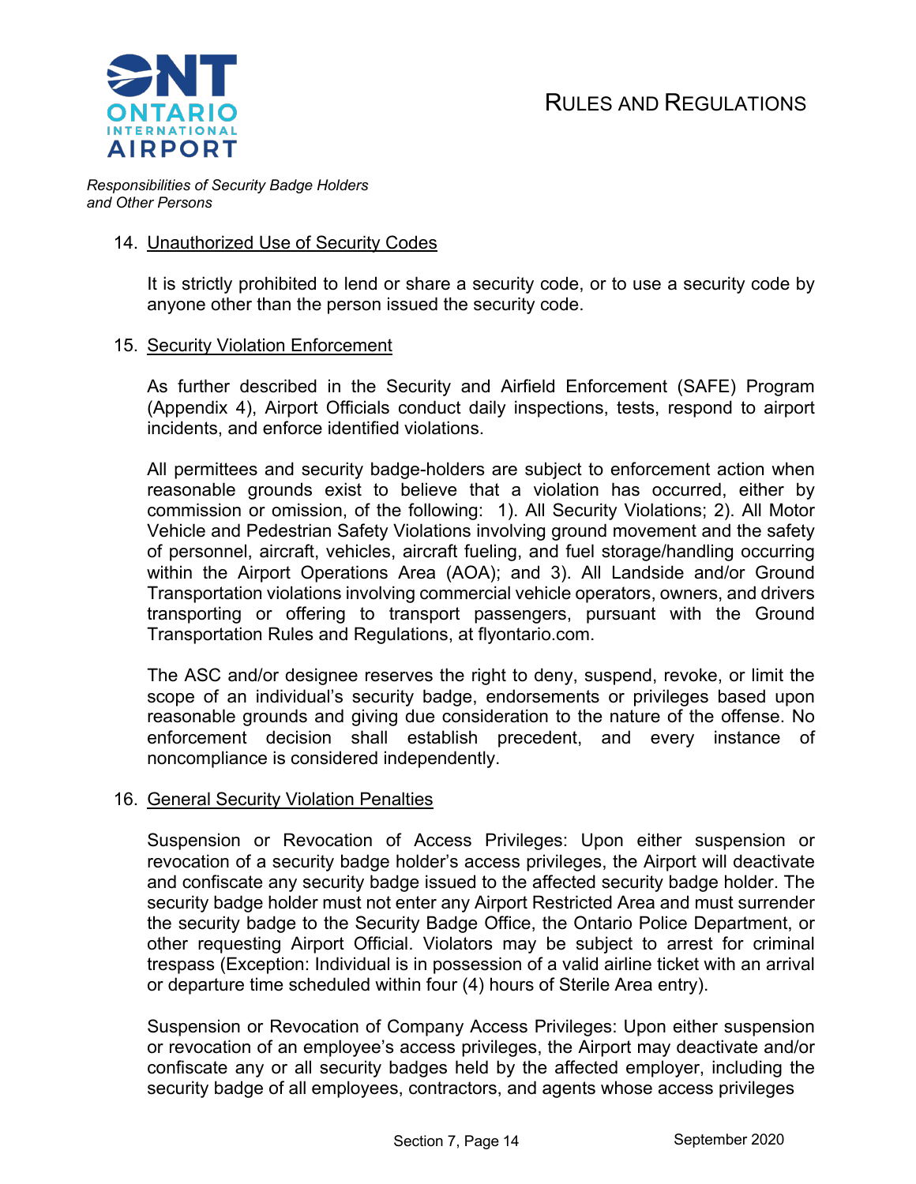Responsibilities of Security Badge Holders and Other Persons

14. Unauthorized Use of Security Codes

    It is strictly prohibited to lend or share a security code, or to use a security code by anyone other than the person issued the security code.

15. Security Violation Enforcement

    As further described in the Security and Airfield Enforcement (SAFE) Program (Appendix 4), Airport Officials conduct daily inspections, tests, respond to airport incidents, and enforce identified violations.

    All permittees and security badge-holders are subject to enforcement action when reasonable grounds exist to believe that a violation has occurred, either by commission or omission, of the following: 1). All Security Violations; 2). All Motor Vehicle and Pedestrian Safety Violations involving ground movement and the safety of personnel, aircraft, vehicles, aircraft fueling, and fuel storage/handling occurring within the Airport Operations Area (AOA); and 3). All Landside and/or Ground Transportation violations involving commercial vehicle operators, owners, and drivers transporting or offering to transport passengers, pursuant with the Ground Transportation Rules and Regulations, at flyontario.com.

    The ASC and/or designee reserves the right to deny, suspend, revoke, or limit the scope of an individual's security badge, endorsements or privileges based upon reasonable grounds and giving due consideration to the nature of the offense. No enforcement decision shall establish precedent, and every instance of noncompliance is considered independently.

16. General Security Violation Penalties

    Suspension or Revocation of Access Privileges: Upon either suspension or revocation of a security badge holder's access privileges, the Airport will deactivate and confiscate any security badge issued to the affected security badge holder. The security badge holder must not enter any Airport Restricted Area and must surrender the security badge to the Security Badge Office, the Ontario Police Department, or other requesting Airport Official. Violators may be subject to arrest for criminal trespass (Exception: Individual is in possession of a valid airline ticket with an arrival or departure time scheduled within four (4) hours of Sterile Area entry).

    Suspension or Revocation of Company Access Privileges: Upon either suspension or revocation of an employee's access privileges, the Airport may deactivate and/or confiscate any or all security badges held by the affected employer, including the security badge of all employees, contractors, and agents whose access privileges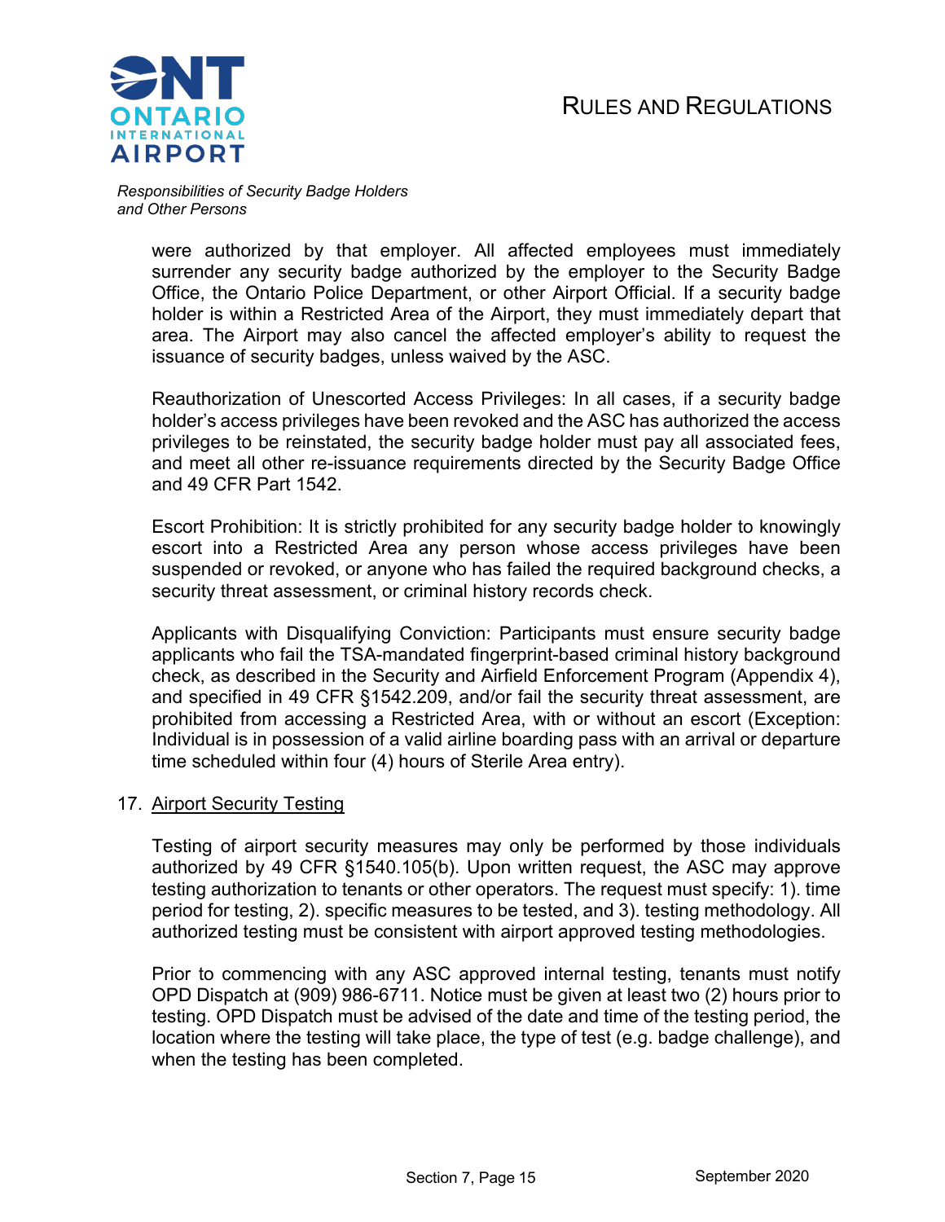were authorized by that employer. All affected employees must immediately surrender any security badge authorized by the employer to the Security Badge Office, the Ontario Police Department, or other Airport Official. If a security badge holder is within a Restricted Area of the Airport, they must immediately depart that area. The Airport may also cancel the affected employer's ability to request the issuance of security badges, unless waived by the ASC.

Reauthorization of Unescorted Access Privileges: In all cases, if a security badge holder's access privileges have been revoked and the ASC has authorized the access privileges to be reinstated, the security badge holder must pay all associated fees, and meet all other re-issuance requirements directed by the Security Badge Office and 49 CFR Part 1542.

Escort Prohibition: It is strictly prohibited for any security badge holder to knowingly escort into a Restricted Area any person whose access privileges have been suspended or revoked, or anyone who has failed the required background checks, a security threat assessment, or criminal history records check.

Applicants with Disqualifying Conviction: Participants must ensure security badge applicants who fail the TSA-mandated fingerprint-based criminal history background check, as described in the Security and Airfield Enforcement Program (Appendix 4), and specified in 49 CFR §1542.209, and/or fail the security threat assessment, are prohibited from accessing a Restricted Area, with or without an escort (Exception: Individual is in possession of a valid airline boarding pass with an arrival or departure time scheduled within four (4) hours of Sterile Area entry).

17. <u>Airport Security Testing</u>

Testing of airport security measures may only be performed by those individuals authorized by 49 CFR §1540.105(b). Upon written request, the ASC may approve testing authorization to tenants or other operators. The request must specify: 1). time period for testing, 2). specific measures to be tested, and 3). testing methodology. All authorized testing must be consistent with airport approved testing methodologies.

Prior to commencing with any ASC approved internal testing, tenants must notify OPD Dispatch at (909) 986-6711. Notice must be given at least two (2) hours prior to testing. OPD Dispatch must be advised of the date and time of the testing period, the location where the testing will take place, the type of test (e.g. badge challenge), and when the testing has been completed.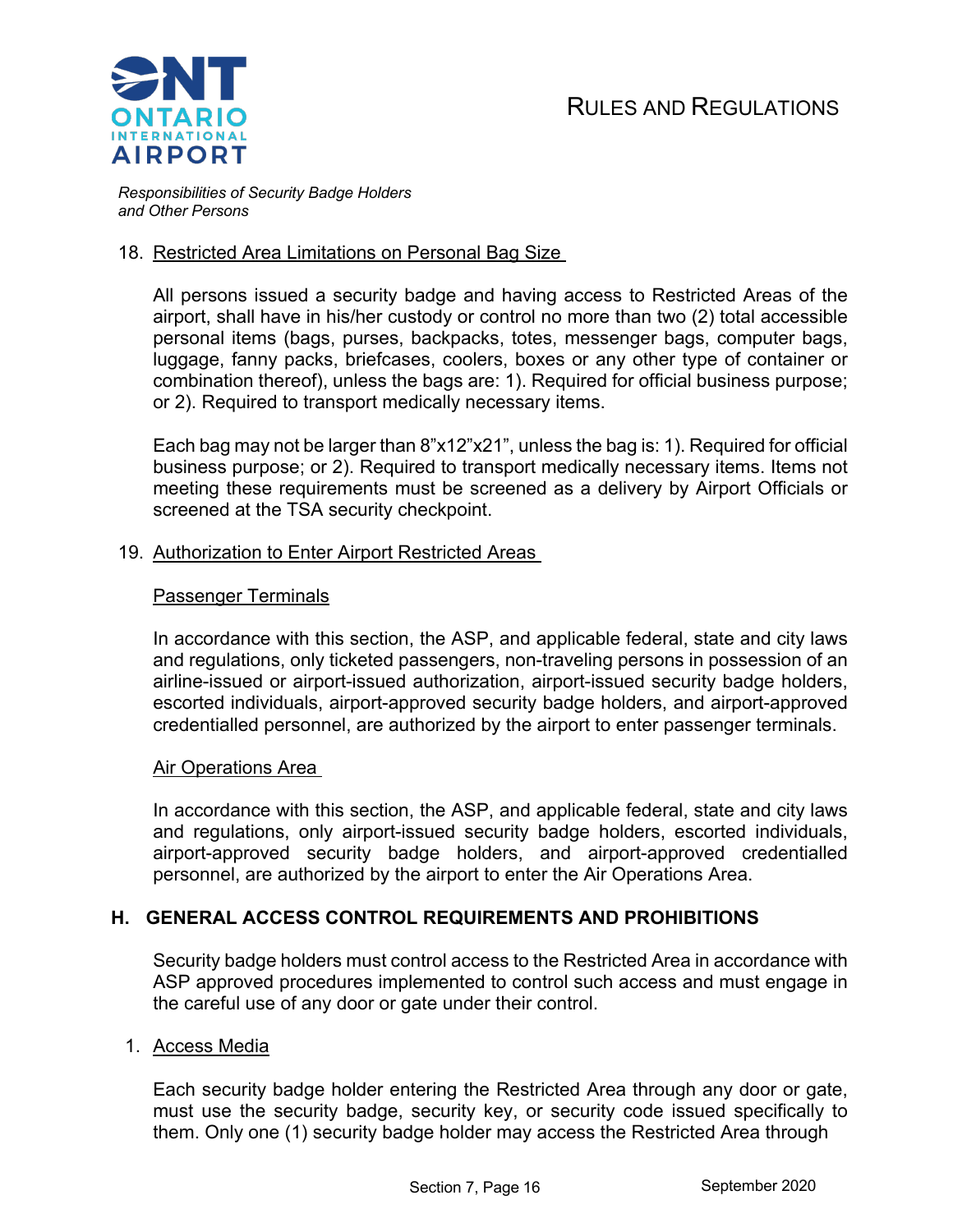Responsibilities of Security Badge Holders and Other Persons

18. Restricted Area Limitations on Personal Bag Size

    All persons issued a security badge and having access to Restricted Areas of the airport, shall have in his/her custody or control no more than two (2) total accessible personal items (bags, purses, backpacks, totes, messenger bags, computer bags, luggage, fanny packs, briefcases, coolers, boxes or any other type of container or combination thereof), unless the bags are: 1). Required for official business purpose; or 2). Required to transport medically necessary items.

    Each bag may not be larger than 8"x12"x21", unless the bag is: 1). Required for official business purpose; or 2). Required to transport medically necessary items. Items not meeting these requirements must be screened as a delivery by Airport Officials or screened at the TSA security checkpoint.

19. Authorization to Enter Airport Restricted Areas

    Passenger Terminals

    In accordance with this section, the ASP, and applicable federal, state and city laws and regulations, only ticketed passengers, non-traveling persons in possession of an airline-issued or airport-issued authorization, airport-issued security badge holders, escorted individuals, airport-approved security badge holders, and airport-approved credentialled personnel, are authorized by the airport to enter passenger terminals.

    Air Operations Area

    In accordance with this section, the ASP, and applicable federal, state and city laws and regulations, only airport-issued security badge holders, escorted individuals, airport-approved security badge holders, and airport-approved credentialled personnel, are authorized by the airport to enter the Air Operations Area.

## H. GENERAL ACCESS CONTROL REQUIREMENTS AND PROHIBITIONS

Security badge holders must control access to the Restricted Area in accordance with ASP approved procedures implemented to control such access and must engage in the careful use of any door or gate under their control.

1. Access Media

    Each security badge holder entering the Restricted Area through any door or gate, must use the security badge, security key, or security code issued specifically to them. Only one (1) security badge holder may access the Restricted Area through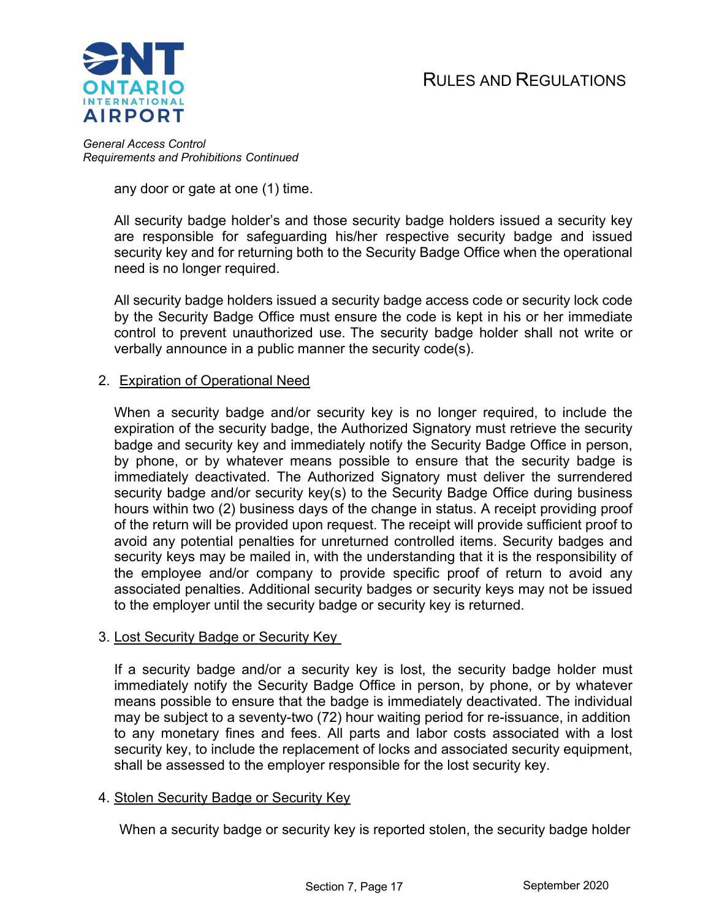any door or gate at one (1) time.

All security badge holder's and those security badge holders issued a security key are responsible for safeguarding his/her respective security badge and issued security key and for returning both to the Security Badge Office when the operational need is no longer required.

All security badge holders issued a security badge access code or security lock code by the Security Badge Office must ensure the code is kept in his or her immediate control to prevent unauthorized use. The security badge holder shall not write or verbally announce in a public manner the security code(s).

2. Expiration of Operational Need

When a security badge and/or security key is no longer required, to include the expiration of the security badge, the Authorized Signatory must retrieve the security badge and security key and immediately notify the Security Badge Office in person, by phone, or by whatever means possible to ensure that the security badge is immediately deactivated. The Authorized Signatory must deliver the surrendered security badge and/or security key(s) to the Security Badge Office during business hours within two (2) business days of the change in status. A receipt providing proof of the return will be provided upon request. The receipt will provide sufficient proof to avoid any potential penalties for unreturned controlled items. Security badges and security keys may be mailed in, with the understanding that it is the responsibility of the employee and/or company to provide specific proof of return to avoid any associated penalties. Additional security badges or security keys may not be issued to the employer until the security badge or security key is returned.

3. Lost Security Badge or Security Key

If a security badge and/or a security key is lost, the security badge holder must immediately notify the Security Badge Office in person, by phone, or by whatever means possible to ensure that the badge is immediately deactivated. The individual may be subject to a seventy-two (72) hour waiting period for re-issuance, in addition to any monetary fines and fees. All parts and labor costs associated with a lost security key, to include the replacement of locks and associated security equipment, shall be assessed to the employer responsible for the lost security key.

4. Stolen Security Badge or Security Key

When a security badge or security key is reported stolen, the security badge holder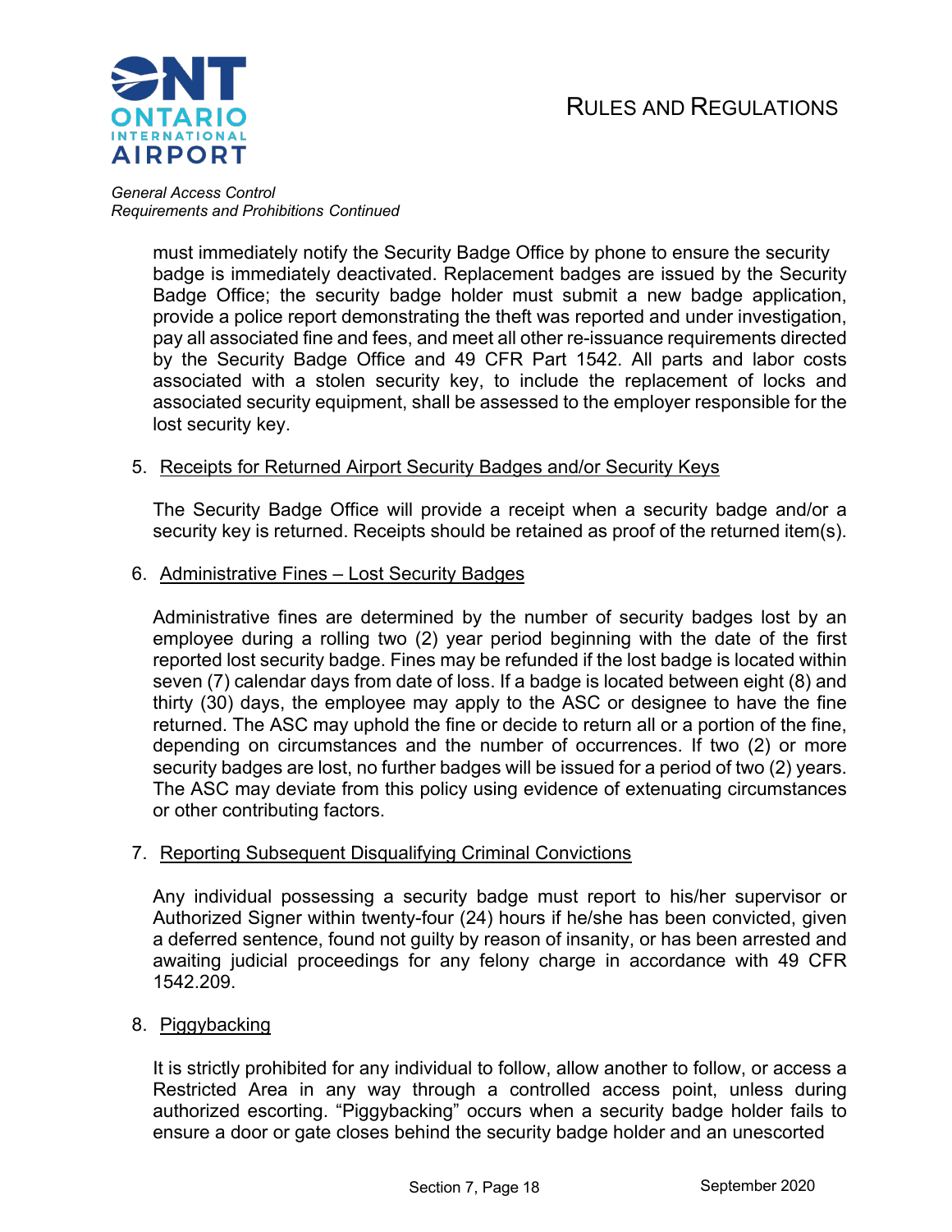*General Access Control Requirements and Prohibitions Continued*

must immediately notify the Security Badge Office by phone to ensure the security badge is immediately deactivated. Replacement badges are issued by the Security Badge Office; the security badge holder must submit a new badge application, provide a police report demonstrating the theft was reported and under investigation, pay all associated fine and fees, and meet all other re-issuance requirements directed by the Security Badge Office and 49 CFR Part 1542. All parts and labor costs associated with a stolen security key, to include the replacement of locks and associated security equipment, shall be assessed to the employer responsible for the lost security key.

5. Receipts for Returned Airport Security Badges and/or Security Keys

   The Security Badge Office will provide a receipt when a security badge and/or a security key is returned. Receipts should be retained as proof of the returned item(s).

6. Administrative Fines – Lost Security Badges

   Administrative fines are determined by the number of security badges lost by an employee during a rolling two (2) year period beginning with the date of the first reported lost security badge. Fines may be refunded if the lost badge is located within seven (7) calendar days from date of loss. If a badge is located between eight (8) and thirty (30) days, the employee may apply to the ASC or designee to have the fine returned. The ASC may uphold the fine or decide to return all or a portion of the fine, depending on circumstances and the number of occurrences. If two (2) or more security badges are lost, no further badges will be issued for a period of two (2) years. The ASC may deviate from this policy using evidence of extenuating circumstances or other contributing factors.

7. Reporting Subsequent Disqualifying Criminal Convictions

   Any individual possessing a security badge must report to his/her supervisor or Authorized Signer within twenty-four (24) hours if he/she has been convicted, given a deferred sentence, found not guilty by reason of insanity, or has been arrested and awaiting judicial proceedings for any felony charge in accordance with 49 CFR 1542.209.

8. Piggybacking

   It is strictly prohibited for any individual to follow, allow another to follow, or access a Restricted Area in any way through a controlled access point, unless during authorized escorting. "Piggybacking" occurs when a security badge holder fails to ensure a door or gate closes behind the security badge holder and an unescorted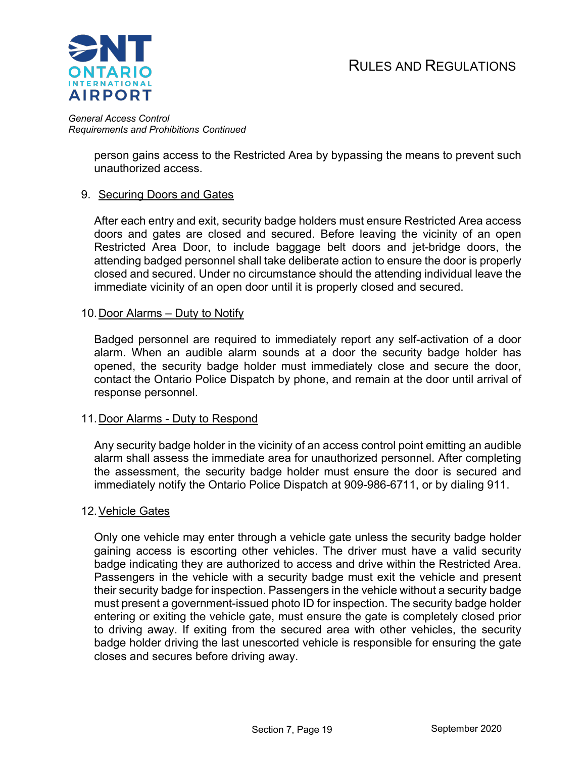person gains access to the Restricted Area by bypassing the means to prevent such unauthorized access.

9. Securing Doors and Gates

   After each entry and exit, security badge holders must ensure Restricted Area access doors and gates are closed and secured. Before leaving the vicinity of an open Restricted Area Door, to include baggage belt doors and jet-bridge doors, the attending badged personnel shall take deliberate action to ensure the door is properly closed and secured. Under no circumstance should the attending individual leave the immediate vicinity of an open door until it is properly closed and secured.

10. Door Alarms – Duty to Notify

    Badged personnel are required to immediately report any self-activation of a door alarm. When an audible alarm sounds at a door the security badge holder has opened, the security badge holder must immediately close and secure the door, contact the Ontario Police Dispatch by phone, and remain at the door until arrival of response personnel.

11. Door Alarms - Duty to Respond

    Any security badge holder in the vicinity of an access control point emitting an audible alarm shall assess the immediate area for unauthorized personnel. After completing the assessment, the security badge holder must ensure the door is secured and immediately notify the Ontario Police Dispatch at 909-986-6711, or by dialing 911.

12. Vehicle Gates

    Only one vehicle may enter through a vehicle gate unless the security badge holder gaining access is escorting other vehicles. The driver must have a valid security badge indicating they are authorized to access and drive within the Restricted Area. Passengers in the vehicle with a security badge must exit the vehicle and present their security badge for inspection. Passengers in the vehicle without a security badge must present a government-issued photo ID for inspection. The security badge holder entering or exiting the vehicle gate, must ensure the gate is completely closed prior to driving away. If exiting from the secured area with other vehicles, the security badge holder driving the last unescorted vehicle is responsible for ensuring the gate closes and secures before driving away.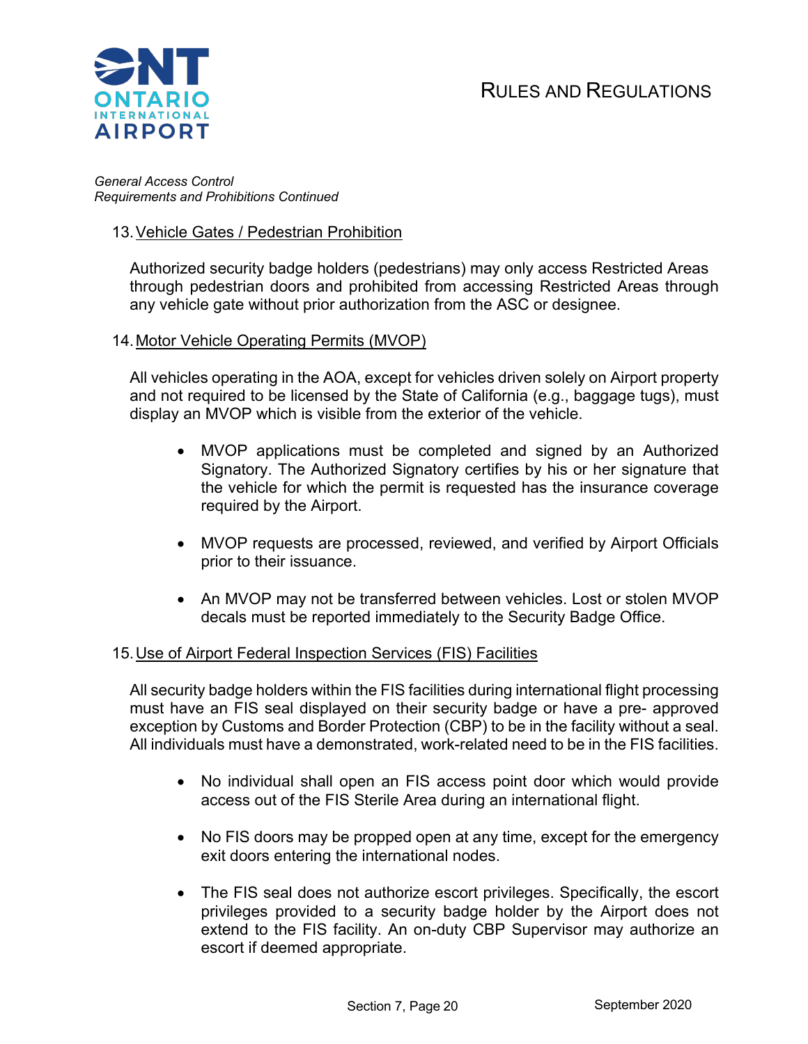*General Access Control*
*Requirements and Prohibitions Continued*

13. Vehicle Gates / Pedestrian Prohibition

    Authorized security badge holders (pedestrians) may only access Restricted Areas through pedestrian doors and prohibited from accessing Restricted Areas through any vehicle gate without prior authorization from the ASC or designee.

14. Motor Vehicle Operating Permits (MVOP)

    All vehicles operating in the AOA, except for vehicles driven solely on Airport property and not required to be licensed by the State of California (e.g., baggage tugs), must display an MVOP which is visible from the exterior of the vehicle.

    - MVOP applications must be completed and signed by an Authorized Signatory. The Authorized Signatory certifies by his or her signature that the vehicle for which the permit is requested has the insurance coverage required by the Airport.

    - MVOP requests are processed, reviewed, and verified by Airport Officials prior to their issuance.

    - An MVOP may not be transferred between vehicles. Lost or stolen MVOP decals must be reported immediately to the Security Badge Office.

15. Use of Airport Federal Inspection Services (FIS) Facilities

    All security badge holders within the FIS facilities during international flight processing must have an FIS seal displayed on their security badge or have a pre- approved exception by Customs and Border Protection (CBP) to be in the facility without a seal. All individuals must have a demonstrated, work-related need to be in the FIS facilities.

    - No individual shall open an FIS access point door which would provide access out of the FIS Sterile Area during an international flight.

    - No FIS doors may be propped open at any time, except for the emergency exit doors entering the international nodes.

    - The FIS seal does not authorize escort privileges. Specifically, the escort privileges provided to a security badge holder by the Airport does not extend to the FIS facility. An on-duty CBP Supervisor may authorize an escort if deemed appropriate.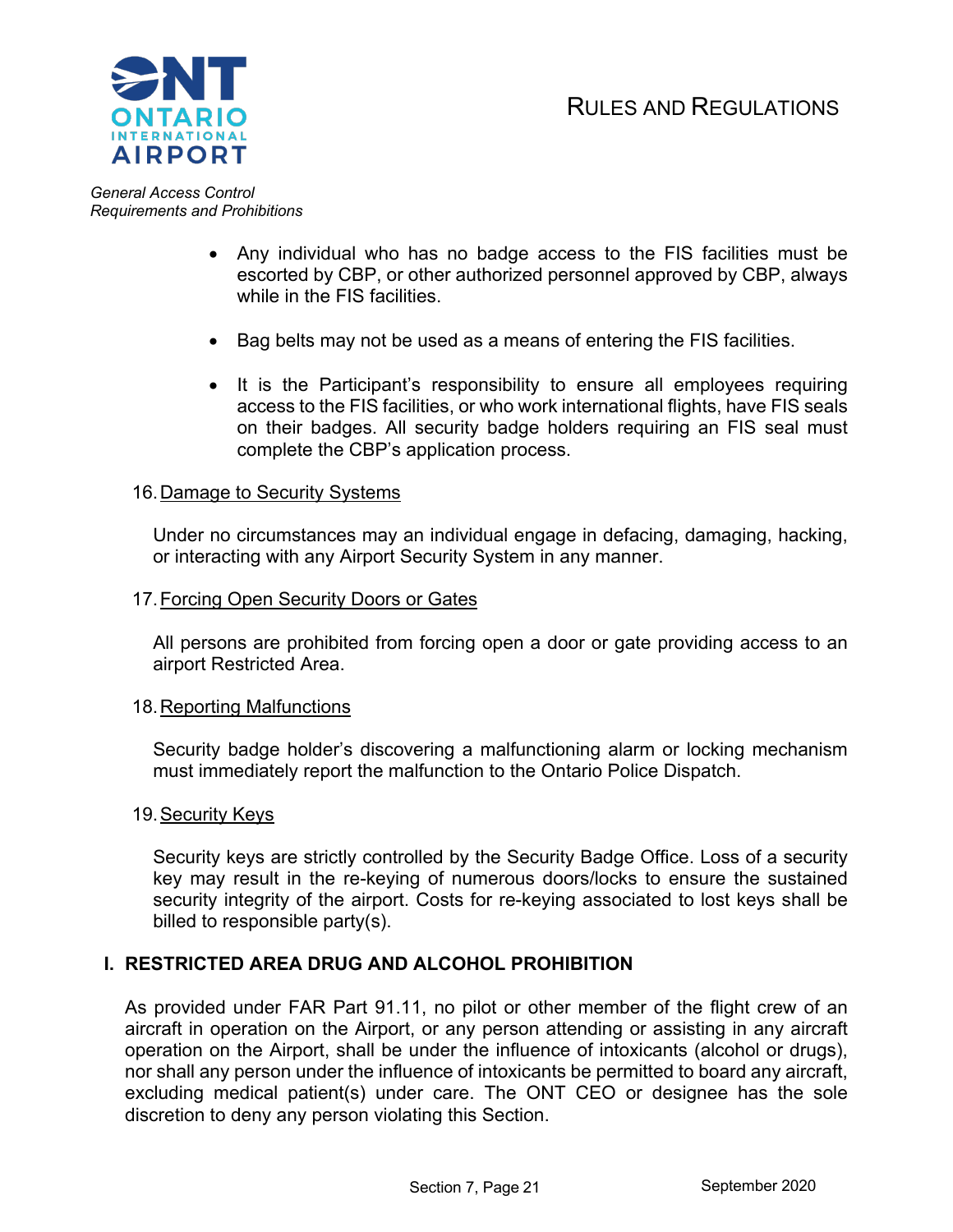- Any individual who has no badge access to the FIS facilities must be escorted by CBP, or other authorized personnel approved by CBP, always while in the FIS facilities.

- Bag belts may not be used as a means of entering the FIS facilities.

- It is the Participant's responsibility to ensure all employees requiring access to the FIS facilities, or who work international flights, have FIS seals on their badges. All security badge holders requiring an FIS seal must complete the CBP's application process.

16. Damage to Security Systems

Under no circumstances may an individual engage in defacing, damaging, hacking, or interacting with any Airport Security System in any manner.

17. Forcing Open Security Doors or Gates

All persons are prohibited from forcing open a door or gate providing access to an airport Restricted Area.

18. Reporting Malfunctions

Security badge holder's discovering a malfunctioning alarm or locking mechanism must immediately report the malfunction to the Ontario Police Dispatch.

19. Security Keys

Security keys are strictly controlled by the Security Badge Office. Loss of a security key may result in the re-keying of numerous doors/locks to ensure the sustained security integrity of the airport. Costs for re-keying associated to lost keys shall be billed to responsible party(s).

## I. RESTRICTED AREA DRUG AND ALCOHOL PROHIBITION

As provided under FAR Part 91.11, no pilot or other member of the flight crew of an aircraft in operation on the Airport, or any person attending or assisting in any aircraft operation on the Airport, shall be under the influence of intoxicants (alcohol or drugs), nor shall any person under the influence of intoxicants be permitted to board any aircraft, excluding medical patient(s) under care. The ONT CEO or designee has the sole discretion to deny any person violating this Section.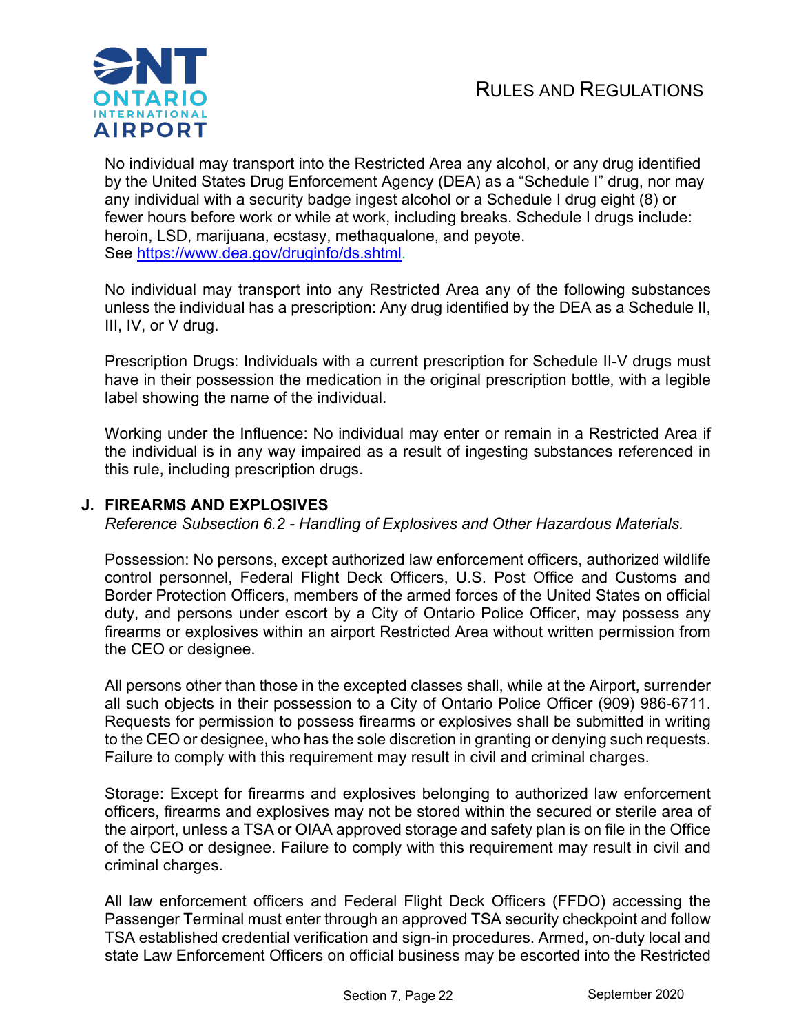No individual may transport into the Restricted Area any alcohol, or any drug identified by the United States Drug Enforcement Agency (DEA) as a "Schedule I" drug, nor may any individual with a security badge ingest alcohol or a Schedule I drug eight (8) or fewer hours before work or while at work, including breaks. Schedule I drugs include: heroin, LSD, marijuana, ecstasy, methaqualone, and peyote. See https://www.dea.gov/druginfo/ds.shtml.

No individual may transport into any Restricted Area any of the following substances unless the individual has a prescription: Any drug identified by the DEA as a Schedule II, III, IV, or V drug.

Prescription Drugs: Individuals with a current prescription for Schedule II-V drugs must have in their possession the medication in the original prescription bottle, with a legible label showing the name of the individual.

Working under the Influence: No individual may enter or remain in a Restricted Area if the individual is in any way impaired as a result of ingesting substances referenced in this rule, including prescription drugs.

## J. FIREARMS AND EXPLOSIVES

*Reference Subsection 6.2 - Handling of Explosives and Other Hazardous Materials.*

Possession: No persons, except authorized law enforcement officers, authorized wildlife control personnel, Federal Flight Deck Officers, U.S. Post Office and Customs and Border Protection Officers, members of the armed forces of the United States on official duty, and persons under escort by a City of Ontario Police Officer, may possess any firearms or explosives within an airport Restricted Area without written permission from the CEO or designee.

All persons other than those in the excepted classes shall, while at the Airport, surrender all such objects in their possession to a City of Ontario Police Officer (909) 986-6711. Requests for permission to possess firearms or explosives shall be submitted in writing to the CEO or designee, who has the sole discretion in granting or denying such requests. Failure to comply with this requirement may result in civil and criminal charges.

Storage: Except for firearms and explosives belonging to authorized law enforcement officers, firearms and explosives may not be stored within the secured or sterile area of the airport, unless a TSA or OIAA approved storage and safety plan is on file in the Office of the CEO or designee. Failure to comply with this requirement may result in civil and criminal charges.

All law enforcement officers and Federal Flight Deck Officers (FFDO) accessing the Passenger Terminal must enter through an approved TSA security checkpoint and follow TSA established credential verification and sign-in procedures. Armed, on-duty local and state Law Enforcement Officers on official business may be escorted into the Restricted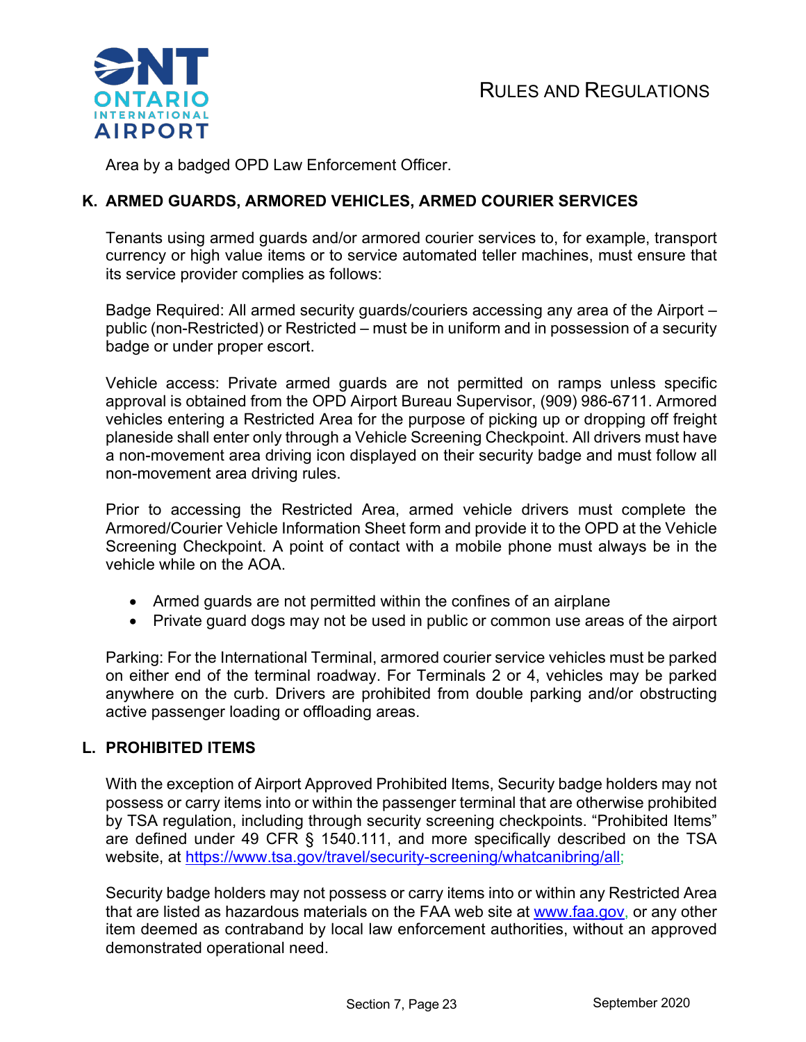Area by a badged OPD Law Enforcement Officer.

## K. ARMED GUARDS, ARMORED VEHICLES, ARMED COURIER SERVICES

Tenants using armed guards and/or armored courier services to, for example, transport currency or high value items or to service automated teller machines, must ensure that its service provider complies as follows:

Badge Required: All armed security guards/couriers accessing any area of the Airport – public (non-Restricted) or Restricted – must be in uniform and in possession of a security badge or under proper escort.

Vehicle access: Private armed guards are not permitted on ramps unless specific approval is obtained from the OPD Airport Bureau Supervisor, (909) 986-6711. Armored vehicles entering a Restricted Area for the purpose of picking up or dropping off freight planeside shall enter only through a Vehicle Screening Checkpoint. All drivers must have a non-movement area driving icon displayed on their security badge and must follow all non-movement area driving rules.

Prior to accessing the Restricted Area, armed vehicle drivers must complete the Armored/Courier Vehicle Information Sheet form and provide it to the OPD at the Vehicle Screening Checkpoint. A point of contact with a mobile phone must always be in the vehicle while on the AOA.

- Armed guards are not permitted within the confines of an airplane
- Private guard dogs may not be used in public or common use areas of the airport

Parking: For the International Terminal, armored courier service vehicles must be parked on either end of the terminal roadway. For Terminals 2 or 4, vehicles may be parked anywhere on the curb. Drivers are prohibited from double parking and/or obstructing active passenger loading or offloading areas.

## L. PROHIBITED ITEMS

With the exception of Airport Approved Prohibited Items, Security badge holders may not possess or carry items into or within the passenger terminal that are otherwise prohibited by TSA regulation, including through security screening checkpoints. "Prohibited Items" are defined under 49 CFR § 1540.111, and more specifically described on the TSA website, at https://www.tsa.gov/travel/security-screening/whatcanibring/all;

Security badge holders may not possess or carry items into or within any Restricted Area that are listed as hazardous materials on the FAA web site at www.faa.gov, or any other item deemed as contraband by local law enforcement authorities, without an approved demonstrated operational need.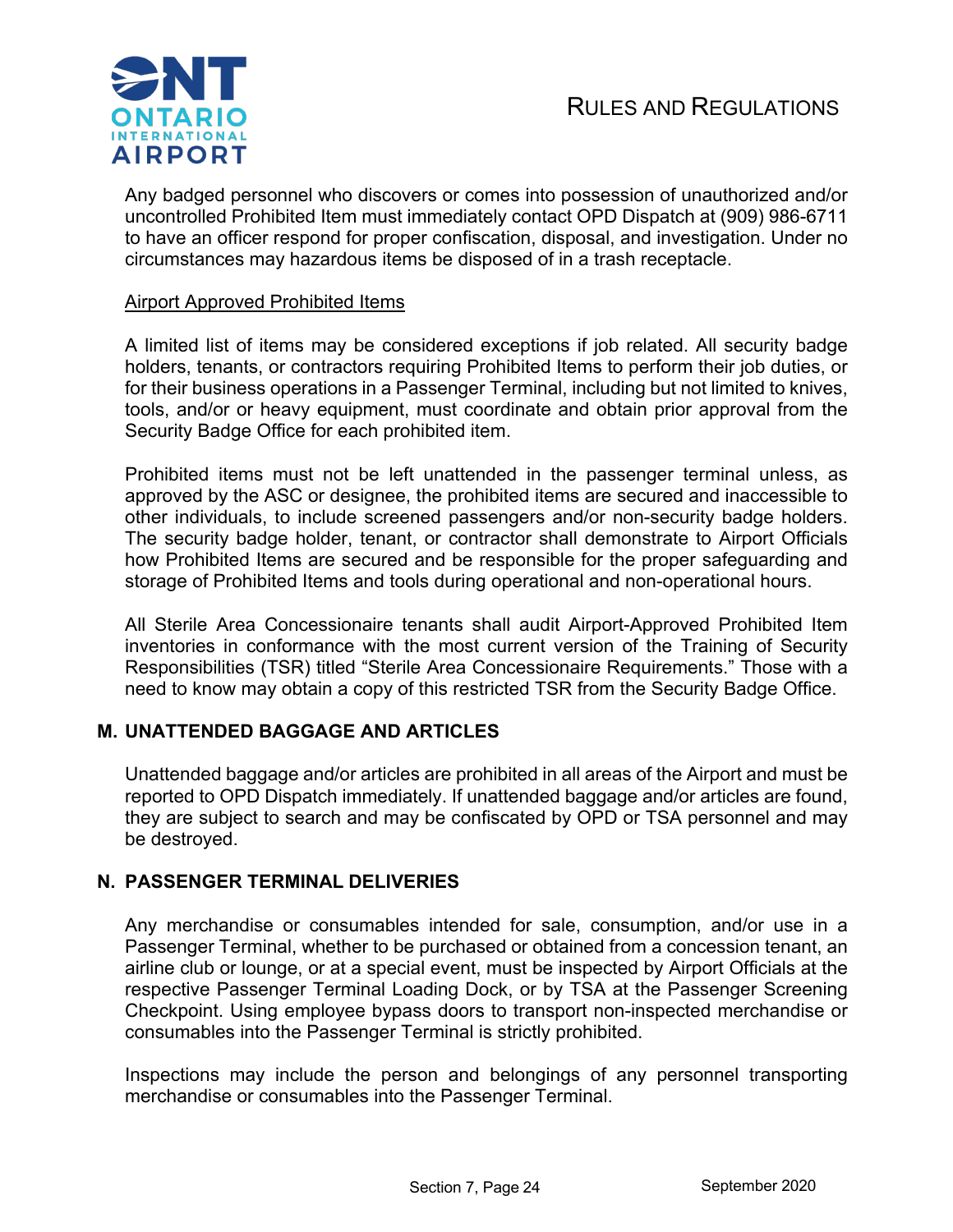Any badged personnel who discovers or comes into possession of unauthorized and/or uncontrolled Prohibited Item must immediately contact OPD Dispatch at (909) 986-6711 to have an officer respond for proper confiscation, disposal, and investigation. Under no circumstances may hazardous items be disposed of in a trash receptacle.

Airport Approved Prohibited Items

A limited list of items may be considered exceptions if job related. All security badge holders, tenants, or contractors requiring Prohibited Items to perform their job duties, or for their business operations in a Passenger Terminal, including but not limited to knives, tools, and/or or heavy equipment, must coordinate and obtain prior approval from the Security Badge Office for each prohibited item.

Prohibited items must not be left unattended in the passenger terminal unless, as approved by the ASC or designee, the prohibited items are secured and inaccessible to other individuals, to include screened passengers and/or non-security badge holders. The security badge holder, tenant, or contractor shall demonstrate to Airport Officials how Prohibited Items are secured and be responsible for the proper safeguarding and storage of Prohibited Items and tools during operational and non-operational hours.

All Sterile Area Concessionaire tenants shall audit Airport-Approved Prohibited Item inventories in conformance with the most current version of the Training of Security Responsibilities (TSR) titled "Sterile Area Concessionaire Requirements." Those with a need to know may obtain a copy of this restricted TSR from the Security Badge Office.

## M. UNATTENDED BAGGAGE AND ARTICLES

Unattended baggage and/or articles are prohibited in all areas of the Airport and must be reported to OPD Dispatch immediately. If unattended baggage and/or articles are found, they are subject to search and may be confiscated by OPD or TSA personnel and may be destroyed.

## N. PASSENGER TERMINAL DELIVERIES

Any merchandise or consumables intended for sale, consumption, and/or use in a Passenger Terminal, whether to be purchased or obtained from a concession tenant, an airline club or lounge, or at a special event, must be inspected by Airport Officials at the respective Passenger Terminal Loading Dock, or by TSA at the Passenger Screening Checkpoint. Using employee bypass doors to transport non-inspected merchandise or consumables into the Passenger Terminal is strictly prohibited.

Inspections may include the person and belongings of any personnel transporting merchandise or consumables into the Passenger Terminal.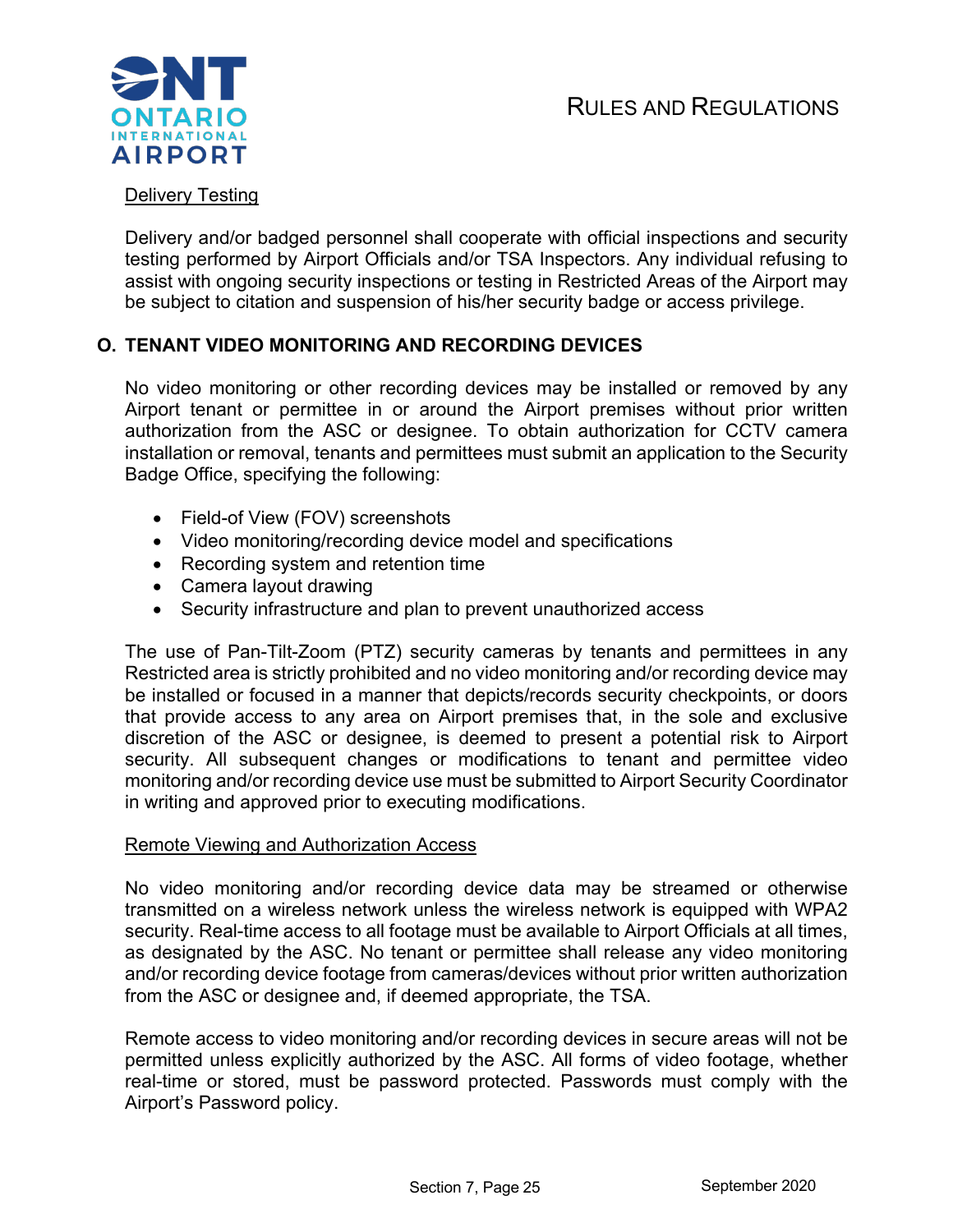Delivery Testing

Delivery and/or badged personnel shall cooperate with official inspections and security testing performed by Airport Officials and/or TSA Inspectors. Any individual refusing to assist with ongoing security inspections or testing in Restricted Areas of the Airport may be subject to citation and suspension of his/her security badge or access privilege.

## O. TENANT VIDEO MONITORING AND RECORDING DEVICES

No video monitoring or other recording devices may be installed or removed by any Airport tenant or permittee in or around the Airport premises without prior written authorization from the ASC or designee. To obtain authorization for CCTV camera installation or removal, tenants and permittees must submit an application to the Security Badge Office, specifying the following:

- Field-of View (FOV) screenshots
- Video monitoring/recording device model and specifications
- Recording system and retention time
- Camera layout drawing
- Security infrastructure and plan to prevent unauthorized access

The use of Pan-Tilt-Zoom (PTZ) security cameras by tenants and permittees in any Restricted area is strictly prohibited and no video monitoring and/or recording device may be installed or focused in a manner that depicts/records security checkpoints, or doors that provide access to any area on Airport premises that, in the sole and exclusive discretion of the ASC or designee, is deemed to present a potential risk to Airport security. All subsequent changes or modifications to tenant and permittee video monitoring and/or recording device use must be submitted to Airport Security Coordinator in writing and approved prior to executing modifications.

Remote Viewing and Authorization Access

No video monitoring and/or recording device data may be streamed or otherwise transmitted on a wireless network unless the wireless network is equipped with WPA2 security. Real-time access to all footage must be available to Airport Officials at all times, as designated by the ASC. No tenant or permittee shall release any video monitoring and/or recording device footage from cameras/devices without prior written authorization from the ASC or designee and, if deemed appropriate, the TSA.

Remote access to video monitoring and/or recording devices in secure areas will not be permitted unless explicitly authorized by the ASC. All forms of video footage, whether real-time or stored, must be password protected. Passwords must comply with the Airport's Password policy.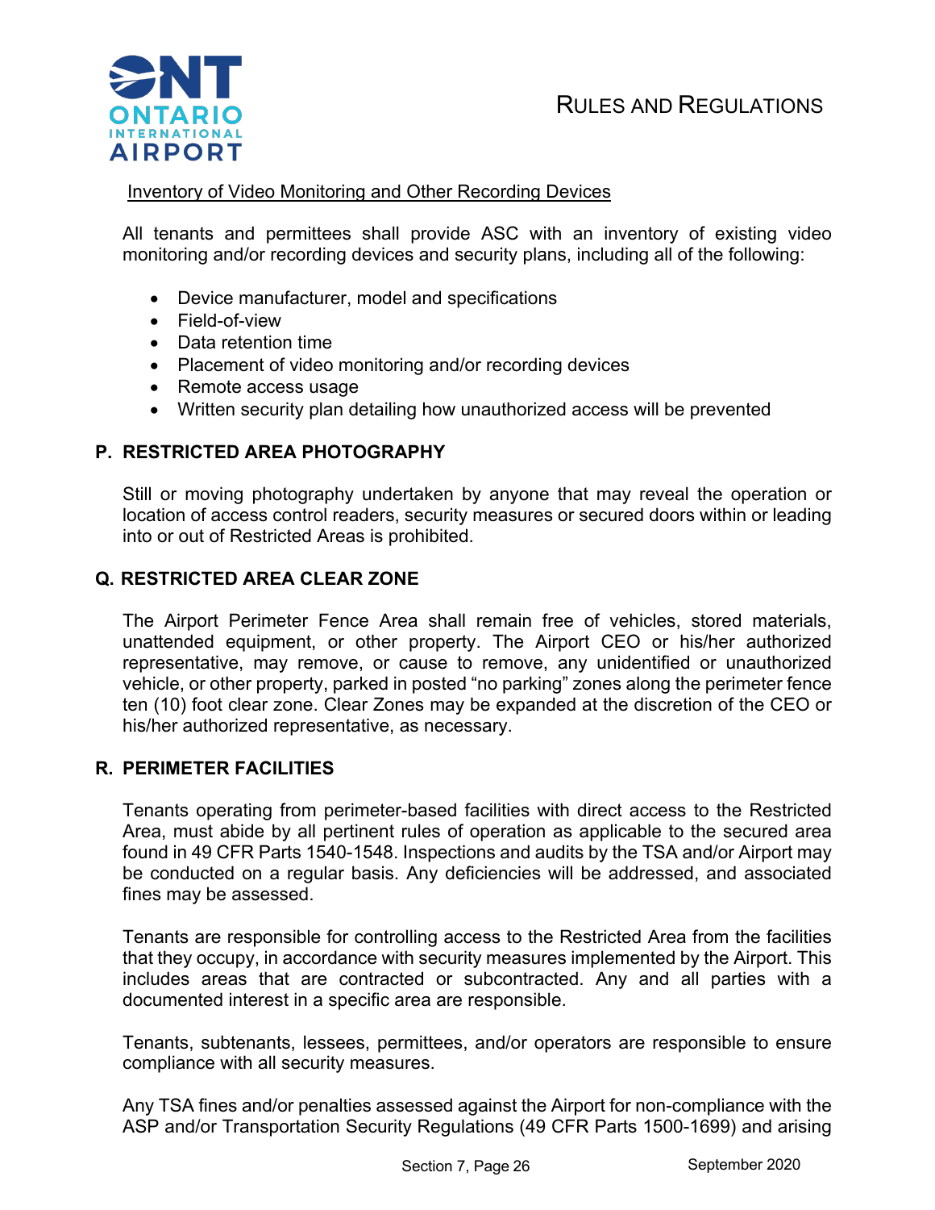Inventory of Video Monitoring and Other Recording Devices

All tenants and permittees shall provide ASC with an inventory of existing video monitoring and/or recording devices and security plans, including all of the following:

- Device manufacturer, model and specifications
- Field-of-view
- Data retention time
- Placement of video monitoring and/or recording devices
- Remote access usage
- Written security plan detailing how unauthorized access will be prevented

## P. RESTRICTED AREA PHOTOGRAPHY

Still or moving photography undertaken by anyone that may reveal the operation or location of access control readers, security measures or secured doors within or leading into or out of Restricted Areas is prohibited.

## Q. RESTRICTED AREA CLEAR ZONE

The Airport Perimeter Fence Area shall remain free of vehicles, stored materials, unattended equipment, or other property. The Airport CEO or his/her authorized representative, may remove, or cause to remove, any unidentified or unauthorized vehicle, or other property, parked in posted "no parking" zones along the perimeter fence ten (10) foot clear zone. Clear Zones may be expanded at the discretion of the CEO or his/her authorized representative, as necessary.

## R. PERIMETER FACILITIES

Tenants operating from perimeter-based facilities with direct access to the Restricted Area, must abide by all pertinent rules of operation as applicable to the secured area found in 49 CFR Parts 1540-1548. Inspections and audits by the TSA and/or Airport may be conducted on a regular basis. Any deficiencies will be addressed, and associated fines may be assessed.

Tenants are responsible for controlling access to the Restricted Area from the facilities that they occupy, in accordance with security measures implemented by the Airport. This includes areas that are contracted or subcontracted. Any and all parties with a documented interest in a specific area are responsible.

Tenants, subtenants, lessees, permittees, and/or operators are responsible to ensure compliance with all security measures.

Any TSA fines and/or penalties assessed against the Airport for non-compliance with the ASP and/or Transportation Security Regulations (49 CFR Parts 1500-1699) and arising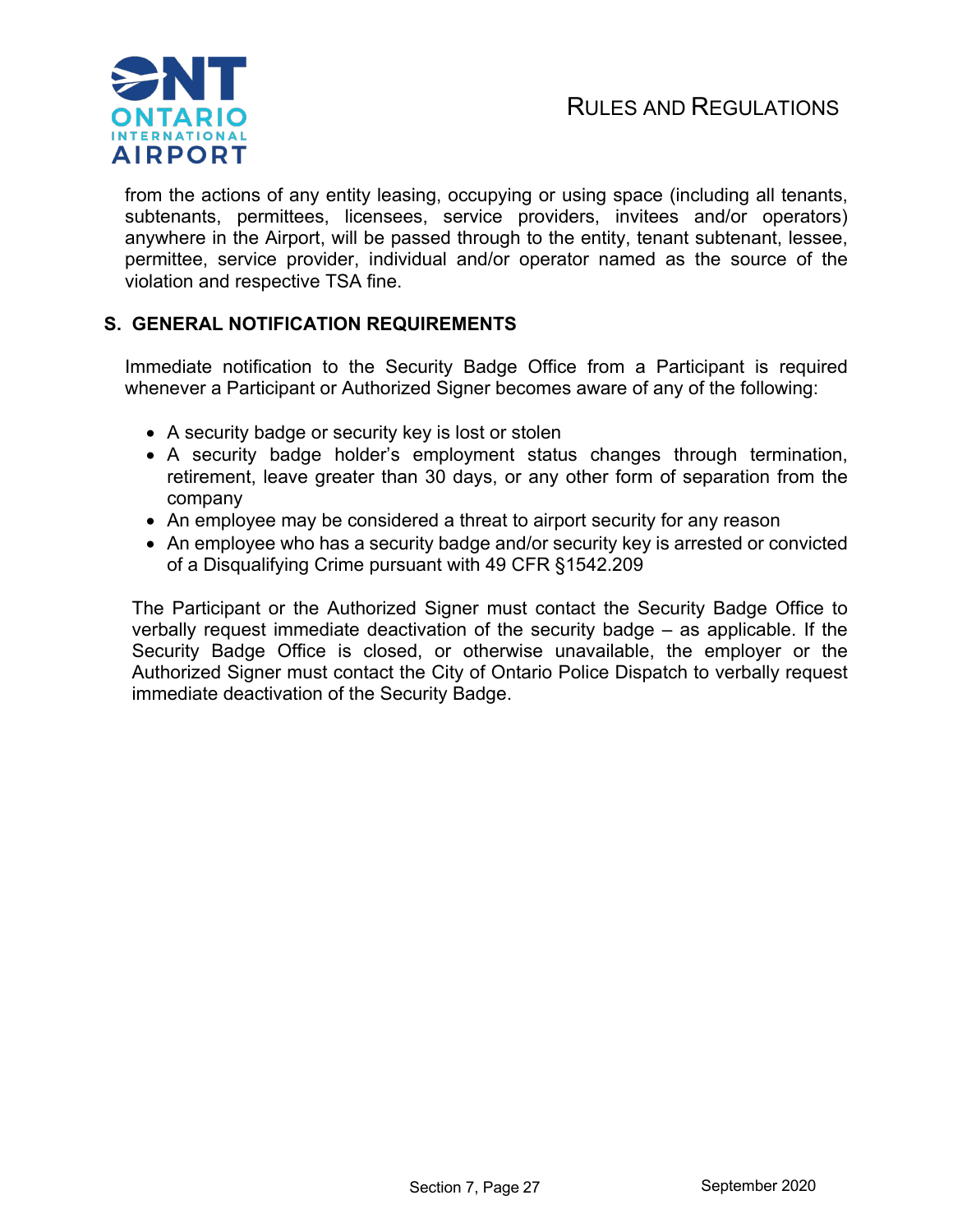from the actions of any entity leasing, occupying or using space (including all tenants, subtenants, permittees, licensees, service providers, invitees and/or operators) anywhere in the Airport, will be passed through to the entity, tenant subtenant, lessee, permittee, service provider, individual and/or operator named as the source of the violation and respective TSA fine.

## S. GENERAL NOTIFICATION REQUIREMENTS

Immediate notification to the Security Badge Office from a Participant is required whenever a Participant or Authorized Signer becomes aware of any of the following:

- A security badge or security key is lost or stolen
- A security badge holder's employment status changes through termination, retirement, leave greater than 30 days, or any other form of separation from the company
- An employee may be considered a threat to airport security for any reason
- An employee who has a security badge and/or security key is arrested or convicted of a Disqualifying Crime pursuant with 49 CFR §1542.209

The Participant or the Authorized Signer must contact the Security Badge Office to verbally request immediate deactivation of the security badge – as applicable. If the Security Badge Office is closed, or otherwise unavailable, the employer or the Authorized Signer must contact the City of Ontario Police Dispatch to verbally request immediate deactivation of the Security Badge.